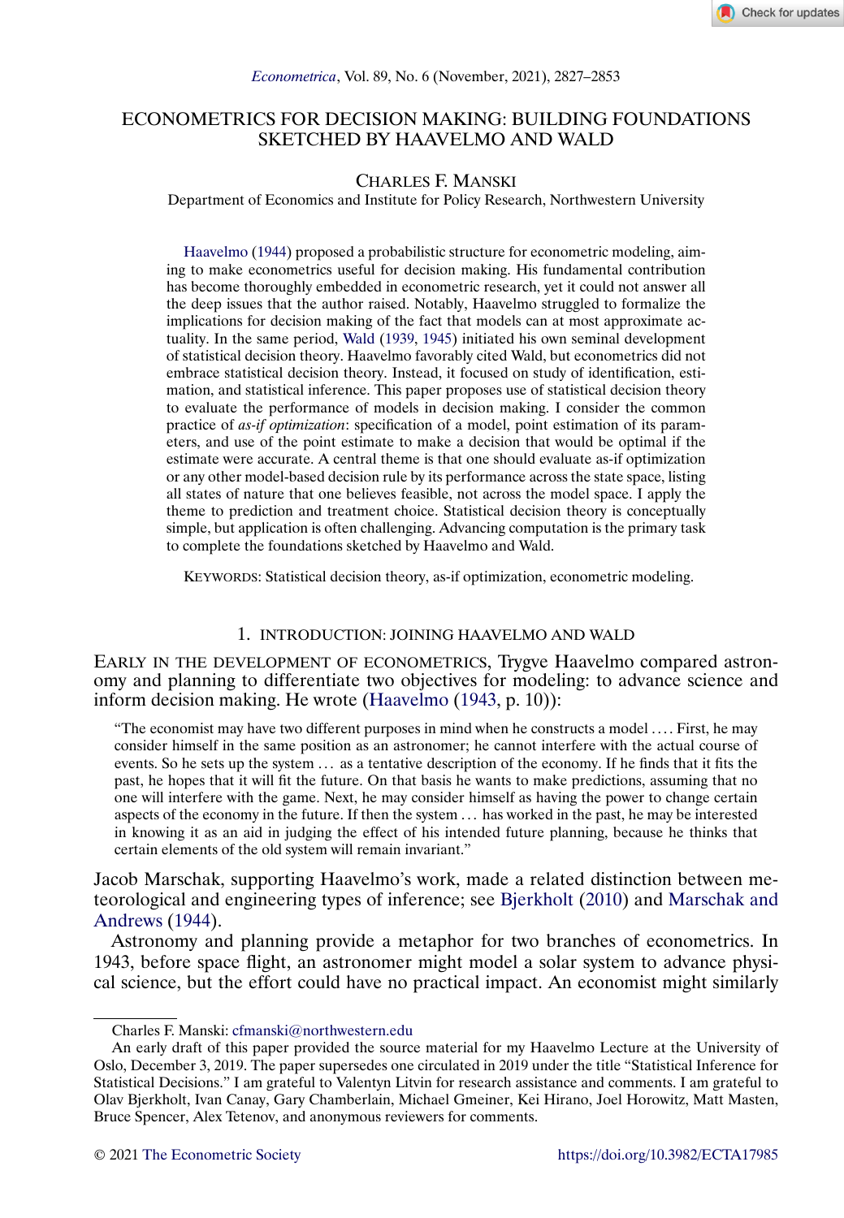# ECONOMETRICS FOR DECISION MAKING: BUILDING FOUNDATIONS SKETCHED BY HAAVELMO AND WALD

CHARLES F. MANSKI
Department of Economics and Institute for Policy Research, Northwestern University

Haavelmo (1944) proposed a probabilistic structure for econometric modeling, aiming to make econometrics useful for decision making. His fundamental contribution has become thoroughly embedded in econometric research, yet it could not answer all the deep issues that the author raised. Notably, Haavelmo struggled to formalize the implications for decision making of the fact that models can at most approximate actuality. In the same period, Wald (1939, 1945) initiated his own seminal development of statistical decision theory. Haavelmo favorably cited Wald, but econometrics did not embrace statistical decision theory. Instead, it focused on study of identification, estimation, and statistical inference. This paper proposes use of statistical decision theory to evaluate the performance of models in decision making. I consider the common practice of *as-if optimization*: specification of a model, point estimation of its parameters, and use of the point estimate to make a decision that would be optimal if the estimate were accurate. A central theme is that one should evaluate as-if optimization or any other model-based decision rule by its performance across the state space, listing all states of nature that one believes feasible, not across the model space. I apply the theme to prediction and treatment choice. Statistical decision theory is conceptually simple, but application is often challenging. Advancing computation is the primary task to complete the foundations sketched by Haavelmo and Wald.

KEYWORDS: Statistical decision theory, as-if optimization, econometric modeling.

## 1. INTRODUCTION: JOINING HAAVELMO AND WALD

EARLY IN THE DEVELOPMENT OF ECONOMETRICS, Trygve Haavelmo compared astronomy and planning to differentiate two objectives for modeling: to advance science and inform decision making. He wrote (Haavelmo (1943, p. 10)):

> "The economist may have two different purposes in mind when he constructs a model .... First, he may consider himself in the same position as an astronomer; he cannot interfere with the actual course of events. So he sets up the system ... as a tentative description of the economy. If he finds that it fits the past, he hopes that it will fit the future. On that basis he wants to make predictions, assuming that no one will interfere with the game. Next, he may consider himself as having the power to change certain aspects of the economy in the future. If then the system ... has worked in the past, he may be interested in knowing it as an aid in judging the effect of his intended future planning, because he thinks that certain elements of the old system will remain invariant."

Jacob Marschak, supporting Haavelmo's work, made a related distinction between meteorological and engineering types of inference; see Bjerkholt (2010) and Marschak and Andrews (1944).

Astronomy and planning provide a metaphor for two branches of econometrics. In 1943, before space flight, an astronomer might model a solar system to advance physical science, but the effort could have no practical impact. An economist might similarly

---

Charles F. Manski: cfmanski@northwestern.edu

An early draft of this paper provided the source material for my Haavelmo Lecture at the University of Oslo, December 3, 2019. The paper supersedes one circulated in 2019 under the title "Statistical Inference for Statistical Decisions." I am grateful to Valentyn Litvin for research assistance and comments. I am grateful to Olav Bjerkholt, Ivan Canay, Gary Chamberlain, Michael Gmeiner, Kei Hirano, Joel Horowitz, Matt Masten, Bruce Spencer, Alex Tetenov, and anonymous reviewers for comments.

© 2021 The Econometric Society https://doi.org/10.3982/ECTA17985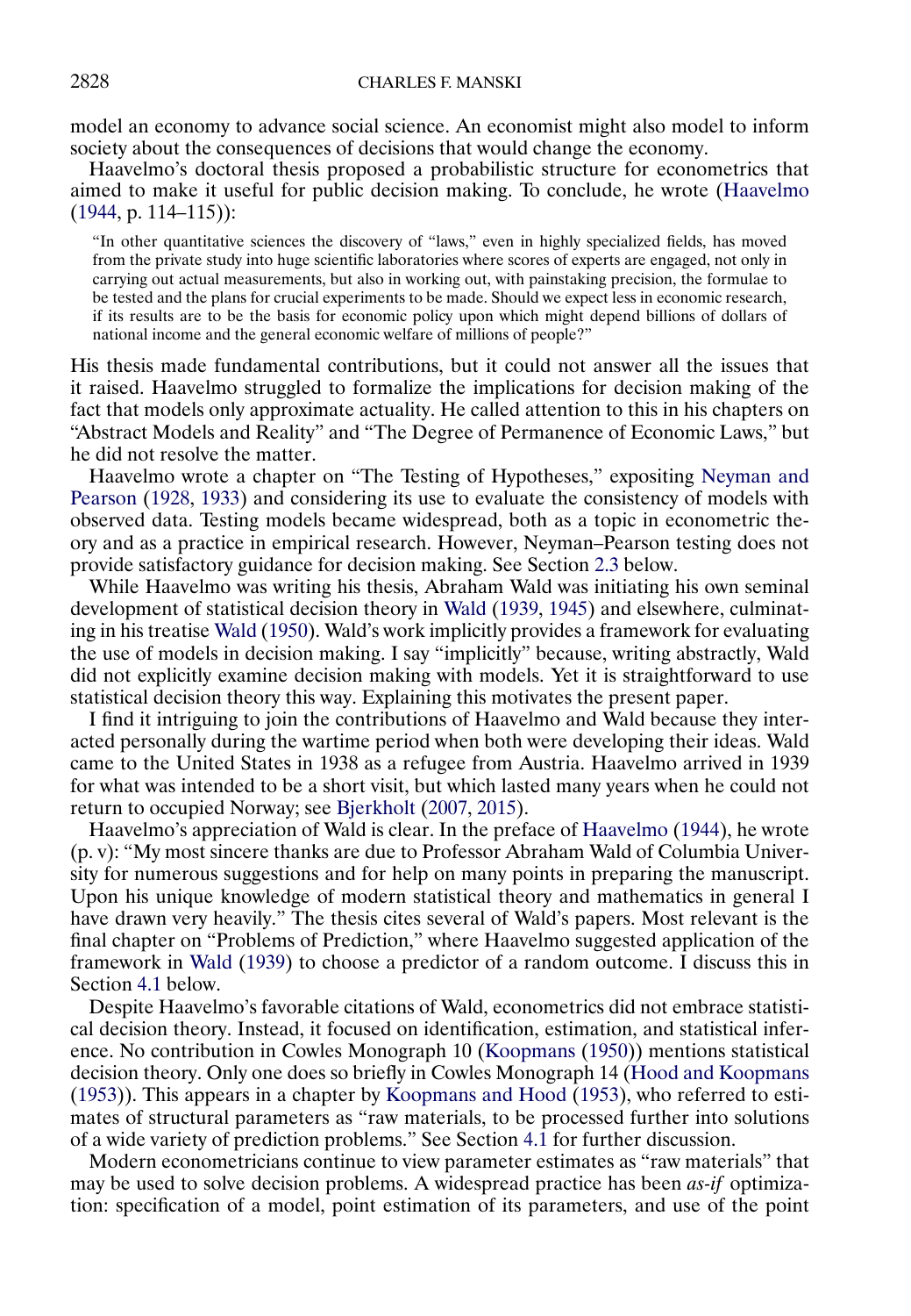model an economy to advance social science. An economist might also model to inform society about the consequences of decisions that would change the economy.

Haavelmo's doctoral thesis proposed a probabilistic structure for econometrics that aimed to make it useful for public decision making. To conclude, he wrote (Haavelmo (1944, p. 114–115)):

> "In other quantitative sciences the discovery of "laws," even in highly specialized fields, has moved from the private study into huge scientific laboratories where scores of experts are engaged, not only in carrying out actual measurements, but also in working out, with painstaking precision, the formulae to be tested and the plans for crucial experiments to be made. Should we expect less in economic research, if its results are to be the basis for economic policy upon which might depend billions of dollars of national income and the general economic welfare of millions of people?"

His thesis made fundamental contributions, but it could not answer all the issues that it raised. Haavelmo struggled to formalize the implications for decision making of the fact that models only approximate actuality. He called attention to this in his chapters on "Abstract Models and Reality" and "The Degree of Permanence of Economic Laws," but he did not resolve the matter.

Haavelmo wrote a chapter on "The Testing of Hypotheses," expositing Neyman and Pearson (1928, 1933) and considering its use to evaluate the consistency of models with observed data. Testing models became widespread, both as a topic in econometric theory and as a practice in empirical research. However, Neyman–Pearson testing does not provide satisfactory guidance for decision making. See Section 2.3 below.

While Haavelmo was writing his thesis, Abraham Wald was initiating his own seminal development of statistical decision theory in Wald (1939, 1945) and elsewhere, culminating in his treatise Wald (1950). Wald's work implicitly provides a framework for evaluating the use of models in decision making. I say "implicitly" because, writing abstractly, Wald did not explicitly examine decision making with models. Yet it is straightforward to use statistical decision theory this way. Explaining this motivates the present paper.

I find it intriguing to join the contributions of Haavelmo and Wald because they interacted personally during the wartime period when both were developing their ideas. Wald came to the United States in 1938 as a refugee from Austria. Haavelmo arrived in 1939 for what was intended to be a short visit, but which lasted many years when he could not return to occupied Norway; see Bjerkholt (2007, 2015).

Haavelmo's appreciation of Wald is clear. In the preface of Haavelmo (1944), he wrote (p. v): "My most sincere thanks are due to Professor Abraham Wald of Columbia University for numerous suggestions and for help on many points in preparing the manuscript. Upon his unique knowledge of modern statistical theory and mathematics in general I have drawn very heavily." The thesis cites several of Wald's papers. Most relevant is the final chapter on "Problems of Prediction," where Haavelmo suggested application of the framework in Wald (1939) to choose a predictor of a random outcome. I discuss this in Section 4.1 below.

Despite Haavelmo's favorable citations of Wald, econometrics did not embrace statistical decision theory. Instead, it focused on identification, estimation, and statistical inference. No contribution in Cowles Monograph 10 (Koopmans (1950)) mentions statistical decision theory. Only one does so briefly in Cowles Monograph 14 (Hood and Koopmans (1953)). This appears in a chapter by Koopmans and Hood (1953), who referred to estimates of structural parameters as "raw materials, to be processed further into solutions of a wide variety of prediction problems." See Section 4.1 for further discussion.

Modern econometricians continue to view parameter estimates as "raw materials" that may be used to solve decision problems. A widespread practice has been *as-if* optimization: specification of a model, point estimation of its parameters, and use of the point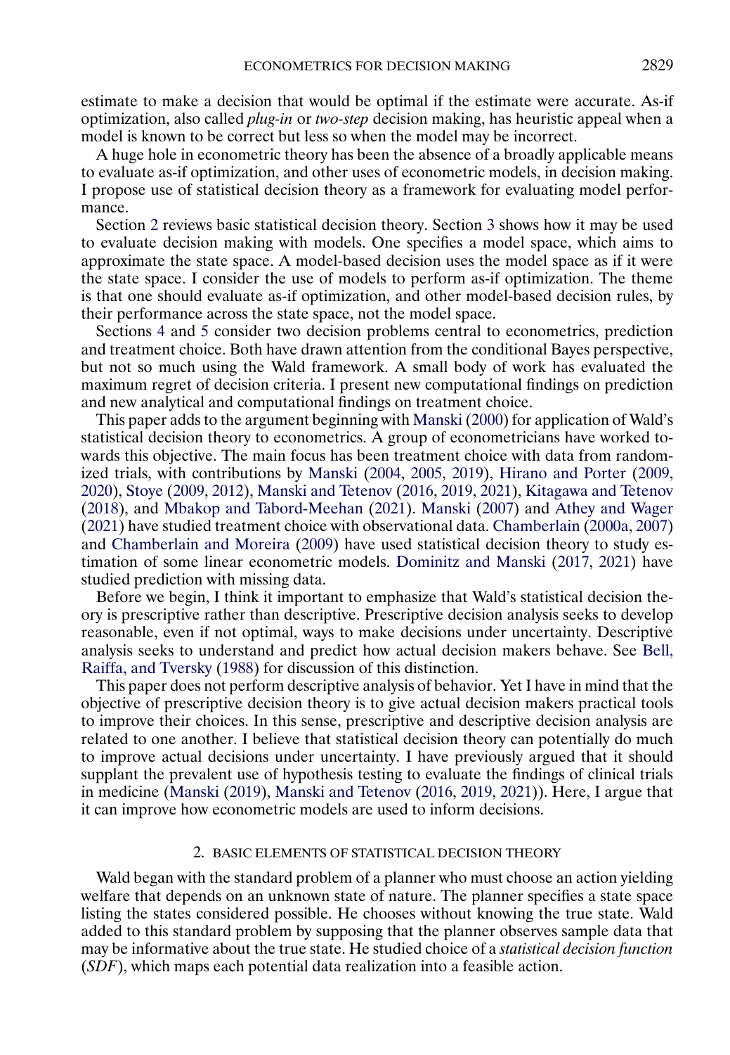estimate to make a decision that would be optimal if the estimate were accurate. As-if optimization, also called *plug-in* or *two-step* decision making, has heuristic appeal when a model is known to be correct but less so when the model may be incorrect.

A huge hole in econometric theory has been the absence of a broadly applicable means to evaluate as-if optimization, and other uses of econometric models, in decision making. I propose use of statistical decision theory as a framework for evaluating model performance.

Section 2 reviews basic statistical decision theory. Section 3 shows how it may be used to evaluate decision making with models. One specifies a model space, which aims to approximate the state space. A model-based decision uses the model space as if it were the state space. I consider the use of models to perform as-if optimization. The theme is that one should evaluate as-if optimization, and other model-based decision rules, by their performance across the state space, not the model space.

Sections 4 and 5 consider two decision problems central to econometrics, prediction and treatment choice. Both have drawn attention from the conditional Bayes perspective, but not so much using the Wald framework. A small body of work has evaluated the maximum regret of decision criteria. I present new computational findings on prediction and new analytical and computational findings on treatment choice.

This paper adds to the argument beginning with Manski (2000) for application of Wald's statistical decision theory to econometrics. A group of econometricians have worked towards this objective. The main focus has been treatment choice with data from randomized trials, with contributions by Manski (2004, 2005, 2019), Hirano and Porter (2009, 2020), Stoye (2009, 2012), Manski and Tetenov (2016, 2019, 2021), Kitagawa and Tetenov (2018), and Mbakop and Tabord-Meehan (2021). Manski (2007) and Athey and Wager (2021) have studied treatment choice with observational data. Chamberlain (2000a, 2007) and Chamberlain and Moreira (2009) have used statistical decision theory to study estimation of some linear econometric models. Dominitz and Manski (2017, 2021) have studied prediction with missing data.

Before we begin, I think it important to emphasize that Wald's statistical decision theory is prescriptive rather than descriptive. Prescriptive decision analysis seeks to develop reasonable, even if not optimal, ways to make decisions under uncertainty. Descriptive analysis seeks to understand and predict how actual decision makers behave. See Bell, Raiffa, and Tversky (1988) for discussion of this distinction.

This paper does not perform descriptive analysis of behavior. Yet I have in mind that the objective of prescriptive decision theory is to give actual decision makers practical tools to improve their choices. In this sense, prescriptive and descriptive decision analysis are related to one another. I believe that statistical decision theory can potentially do much to improve actual decisions under uncertainty. I have previously argued that it should supplant the prevalent use of hypothesis testing to evaluate the findings of clinical trials in medicine (Manski (2019), Manski and Tetenov (2016, 2019, 2021)). Here, I argue that it can improve how econometric models are used to inform decisions.

## 2. BASIC ELEMENTS OF STATISTICAL DECISION THEORY

Wald began with the standard problem of a planner who must choose an action yielding welfare that depends on an unknown state of nature. The planner specifies a state space listing the states considered possible. He chooses without knowing the true state. Wald added to this standard problem by supposing that the planner observes sample data that may be informative about the true state. He studied choice of a *statistical decision function* (*SDF*), which maps each potential data realization into a feasible action.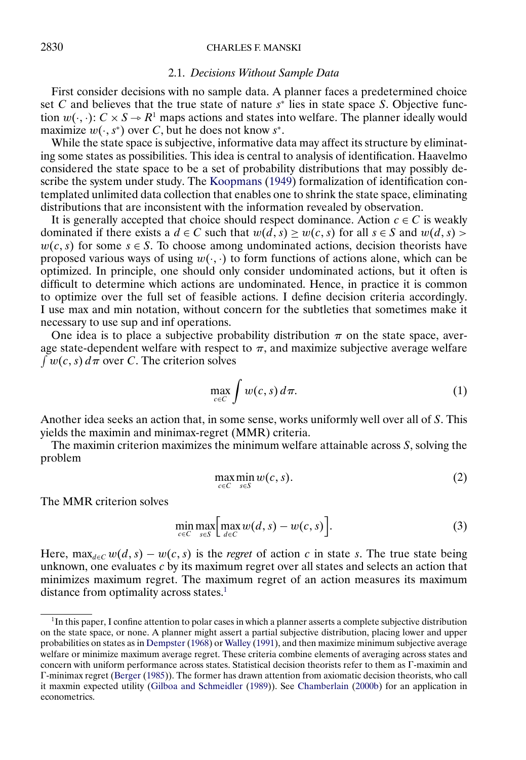### 2.1. *Decisions Without Sample Data*

First consider decisions with no sample data. A planner faces a predetermined choice set $C$ and believes that the true state of nature $s^*$ lies in state space $S$. Objective function $w(\cdot,\cdot)$: $C \times S \twoheadrightarrow R^1$ maps actions and states into welfare. The planner ideally would maximize $w(\cdot, s^*)$ over $C$, but he does not know $s^*$.

While the state space is subjective, informative data may affect its structure by eliminating some states as possibilities. This idea is central to analysis of identification. Haavelmo considered the state space to be a set of probability distributions that may possibly describe the system under study. The Koopmans (1949) formalization of identification contemplated unlimited data collection that enables one to shrink the state space, eliminating distributions that are inconsistent with the information revealed by observation.

It is generally accepted that choice should respect dominance. Action $c \in C$ is weakly dominated if there exists a $d \in C$ such that $w(d, s) \geq w(c, s)$ for all $s \in S$ and $w(d, s) > w(c, s)$ for some $s \in S$. To choose among undominated actions, decision theorists have proposed various ways of using $w(\cdot,\cdot)$ to form functions of actions alone, which can be optimized. In principle, one should only consider undominated actions, but it often is difficult to determine which actions are undominated. Hence, in practice it is common to optimize over the full set of feasible actions. I define decision criteria accordingly. I use max and min notation, without concern for the subtleties that sometimes make it necessary to use sup and inf operations.

One idea is to place a subjective probability distribution $\pi$ on the state space, average state-dependent welfare with respect to $\pi$, and maximize subjective average welfare $\int w(c, s)\, d\pi$ over $C$. The criterion solves

$$\max_{c \in C} \int w(c, s)\, d\pi. \tag{1}$$

Another idea seeks an action that, in some sense, works uniformly well over all of $S$. This yields the maximin and minimax-regret (MMR) criteria.

The maximin criterion maximizes the minimum welfare attainable across $S$, solving the problem

$$\max_{c \in C} \min_{s \in S} w(c, s). \tag{2}$$

The MMR criterion solves

$$\min_{c \in C} \max_{s \in S} \Big[ \max_{d \in C} w(d, s) - w(c, s) \Big]. \tag{3}$$

Here, $\max_{d \in C} w(d, s) - w(c, s)$ is the *regret* of action $c$ in state $s$. The true state being unknown, one evaluates $c$ by its maximum regret over all states and selects an action that minimizes maximum regret. The maximum regret of an action measures its maximum distance from optimality across states.[1]

[1] In this paper, I confine attention to polar cases in which a planner asserts a complete subjective distribution on the state space, or none. A planner might assert a partial subjective distribution, placing lower and upper probabilities on states as in Dempster (1968) or Walley (1991), and then maximize minimum subjective average welfare or minimize maximum average regret. These criteria combine elements of averaging across states and concern with uniform performance across states. Statistical decision theorists refer to them as Γ-maximin and Γ-minimax regret (Berger (1985)). The former has drawn attention from axiomatic decision theorists, who call it maxmin expected utility (Gilboa and Schmeidler (1989)). See Chamberlain (2000b) for an application in econometrics.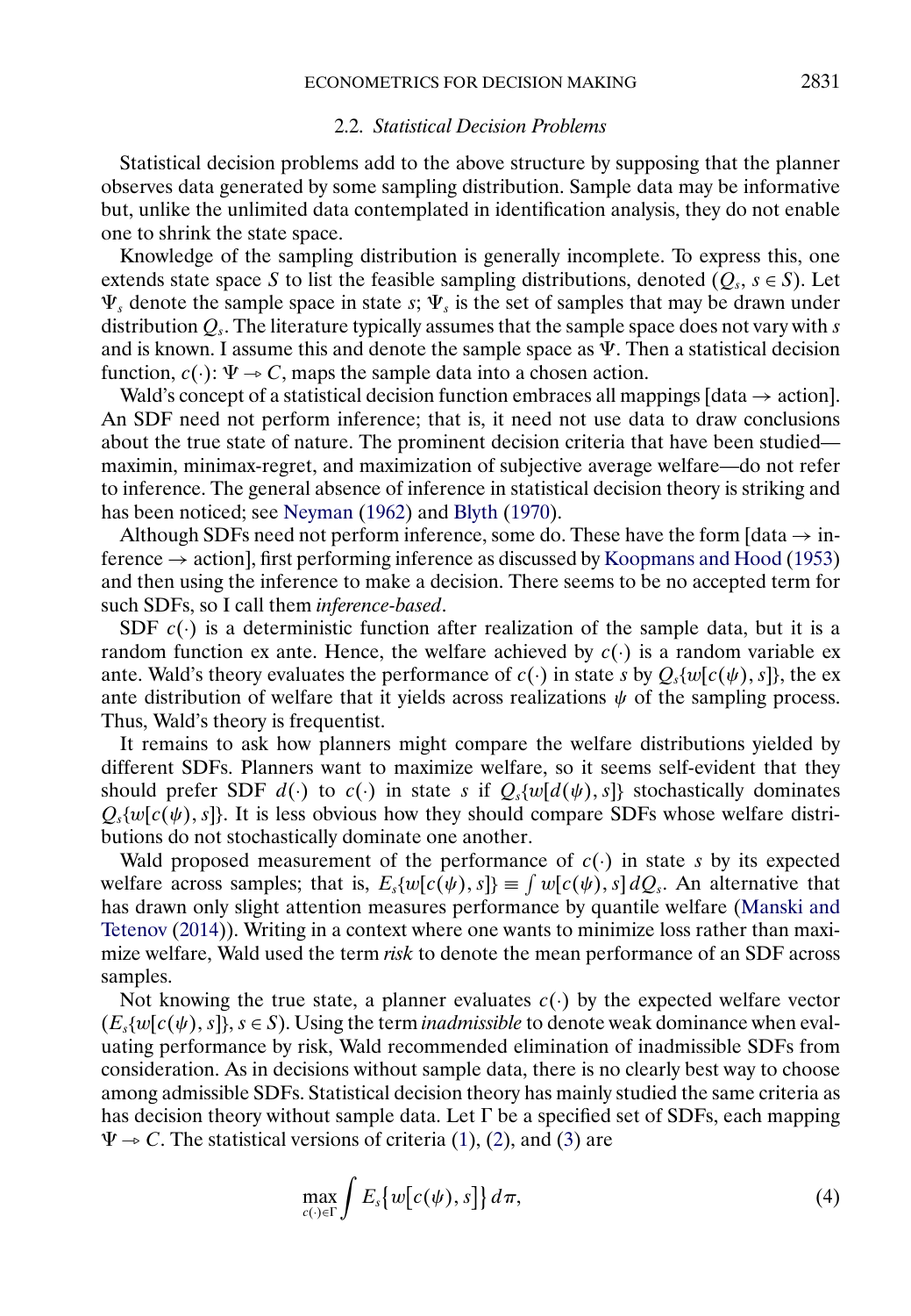## 2.2. *Statistical Decision Problems*

Statistical decision problems add to the above structure by supposing that the planner observes data generated by some sampling distribution. Sample data may be informative but, unlike the unlimited data contemplated in identification analysis, they do not enable one to shrink the state space.

Knowledge of the sampling distribution is generally incomplete. To express this, one extends state space $S$ to list the feasible sampling distributions, denoted $(Q_s, s \in S)$. Let $\Psi_s$ denote the sample space in state $s$; $\Psi_s$ is the set of samples that may be drawn under distribution $Q_s$. The literature typically assumes that the sample space does not vary with $s$ and is known. I assume this and denote the sample space as $\Psi$. Then a statistical decision function, $c(\cdot)$: $\Psi \rightarrow C$, maps the sample data into a chosen action.

Wald's concept of a statistical decision function embraces all mappings [data → action]. An SDF need not perform inference; that is, it need not use data to draw conclusions about the true state of nature. The prominent decision criteria that have been studied—maximin, minimax-regret, and maximization of subjective average welfare—do not refer to inference. The general absence of inference in statistical decision theory is striking and has been noticed; see Neyman (1962) and Blyth (1970).

Although SDFs need not perform inference, some do. These have the form [data → inference → action], first performing inference as discussed by Koopmans and Hood (1953) and then using the inference to make a decision. There seems to be no accepted term for such SDFs, so I call them *inference-based*.

SDF $c(\cdot)$ is a deterministic function after realization of the sample data, but it is a random function ex ante. Hence, the welfare achieved by $c(\cdot)$ is a random variable ex ante. Wald's theory evaluates the performance of $c(\cdot)$ in state $s$ by $Q_s\{w[c(\psi), s]\}$, the ex ante distribution of welfare that it yields across realizations $\psi$ of the sampling process. Thus, Wald's theory is frequentist.

It remains to ask how planners might compare the welfare distributions yielded by different SDFs. Planners want to maximize welfare, so it seems self-evident that they should prefer SDF $d(\cdot)$ to $c(\cdot)$ in state $s$ if $Q_s\{w[d(\psi), s]\}$ stochastically dominates $Q_s\{w[c(\psi), s]\}$. It is less obvious how they should compare SDFs whose welfare distributions do not stochastically dominate one another.

Wald proposed measurement of the performance of $c(\cdot)$ in state $s$ by its expected welfare across samples; that is, $E_s\{w[c(\psi), s]\} \equiv \int w[c(\psi), s]\, dQ_s$. An alternative that has drawn only slight attention measures performance by quantile welfare (Manski and Tetenov (2014)). Writing in a context where one wants to minimize loss rather than maximize welfare, Wald used the term *risk* to denote the mean performance of an SDF across samples.

Not knowing the true state, a planner evaluates $c(\cdot)$ by the expected welfare vector $(E_s\{w[c(\psi), s]\}, s \in S)$. Using the term *inadmissible* to denote weak dominance when evaluating performance by risk, Wald recommended elimination of inadmissible SDFs from consideration. As in decisions without sample data, there is no clearly best way to choose among admissible SDFs. Statistical decision theory has mainly studied the same criteria as has decision theory without sample data. Let $\Gamma$ be a specified set of SDFs, each mapping $\Psi \rightarrow C$. The statistical versions of criteria (1), (2), and (3) are

$$\max_{c(\cdot) \in \Gamma} \int E_s\{w[c(\psi), s]\}\, d\pi, \tag{4}$$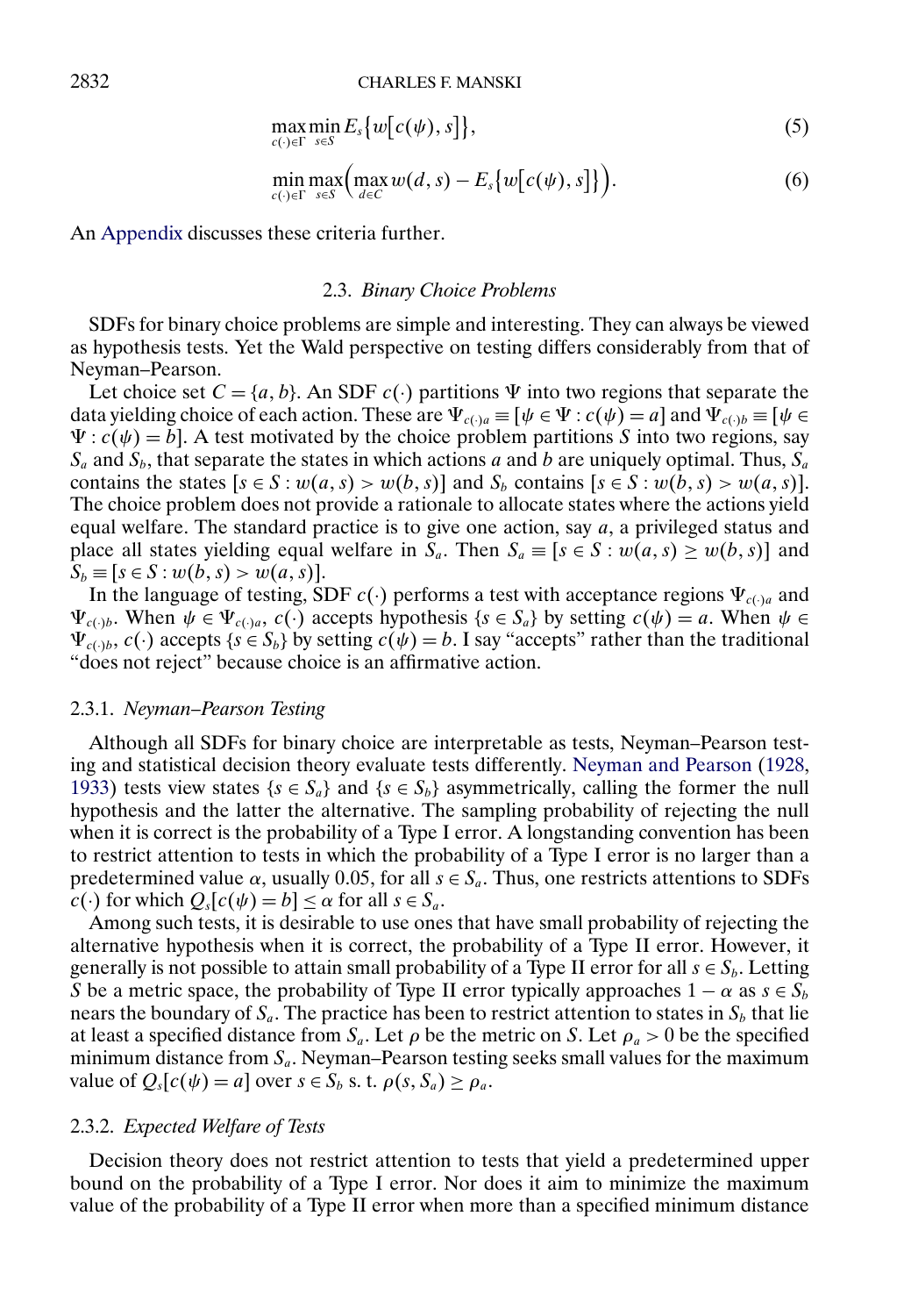$$\max_{c(\cdot)\in\Gamma}\min_{s\in S} E_s\{w[c(\psi), s]\}, \tag{5}$$

$$\min_{c(\cdot)\in\Gamma}\max_{s\in S}\Big(\max_{d\in C} w(d, s) - E_s\{w[c(\psi), s]\}\Big). \tag{6}$$

An Appendix discusses these criteria further.

### 2.3. *Binary Choice Problems*

SDFs for binary choice problems are simple and interesting. They can always be viewed as hypothesis tests. Yet the Wald perspective on testing differs considerably from that of Neyman–Pearson.

Let choice set $C = \{a, b\}$. An SDF $c(\cdot)$ partitions $\Psi$ into two regions that separate the data yielding choice of each action. These are $\Psi_{c(\cdot)a} \equiv [\psi \in \Psi : c(\psi) = a]$ and $\Psi_{c(\cdot)b} \equiv [\psi \in \Psi : c(\psi) = b]$. A test motivated by the choice problem partitions $S$ into two regions, say $S_a$ and $S_b$, that separate the states in which actions $a$ and $b$ are uniquely optimal. Thus, $S_a$ contains the states $[s \in S : w(a, s) > w(b, s)]$ and $S_b$ contains $[s \in S : w(b, s) > w(a, s)]$. The choice problem does not provide a rationale to allocate states where the actions yield equal welfare. The standard practice is to give one action, say $a$, a privileged status and place all states yielding equal welfare in $S_a$. Then $S_a \equiv [s \in S : w(a, s) \geq w(b, s)]$ and $S_b \equiv [s \in S : w(b, s) > w(a, s)]$.

In the language of testing, SDF $c(\cdot)$ performs a test with acceptance regions $\Psi_{c(\cdot)a}$ and $\Psi_{c(\cdot)b}$. When $\psi \in \Psi_{c(\cdot)a}$, $c(\cdot)$ accepts hypothesis $\{s \in S_a\}$ by setting $c(\psi) = a$. When $\psi \in \Psi_{c(\cdot)b}$, $c(\cdot)$ accepts $\{s \in S_b\}$ by setting $c(\psi) = b$. I say "accepts" rather than the traditional "does not reject" because choice is an affirmative action.

#### 2.3.1. *Neyman–Pearson Testing*

Although all SDFs for binary choice are interpretable as tests, Neyman–Pearson testing and statistical decision theory evaluate tests differently. Neyman and Pearson (1928, 1933) tests view states $\{s \in S_a\}$ and $\{s \in S_b\}$ asymmetrically, calling the former the null hypothesis and the latter the alternative. The sampling probability of rejecting the null when it is correct is the probability of a Type I error. A longstanding convention has been to restrict attention to tests in which the probability of a Type I error is no larger than a predetermined value $\alpha$, usually 0.05, for all $s \in S_a$. Thus, one restricts attentions to SDFs $c(\cdot)$ for which $Q_s[c(\psi) = b] \leq \alpha$ for all $s \in S_a$.

Among such tests, it is desirable to use ones that have small probability of rejecting the alternative hypothesis when it is correct, the probability of a Type II error. However, it generally is not possible to attain small probability of a Type II error for all $s \in S_b$. Letting $S$ be a metric space, the probability of Type II error typically approaches $1 - \alpha$ as $s \in S_b$ nears the boundary of $S_a$. The practice has been to restrict attention to states in $S_b$ that lie at least a specified distance from $S_a$. Let $\rho$ be the metric on $S$. Let $\rho_a > 0$ be the specified minimum distance from $S_a$. Neyman–Pearson testing seeks small values for the maximum value of $Q_s[c(\psi) = a]$ over $s \in S_b$ s. t. $\rho(s, S_a) \geq \rho_a$.

#### 2.3.2. *Expected Welfare of Tests*

Decision theory does not restrict attention to tests that yield a predetermined upper bound on the probability of a Type I error. Nor does it aim to minimize the maximum value of the probability of a Type II error when more than a specified minimum distance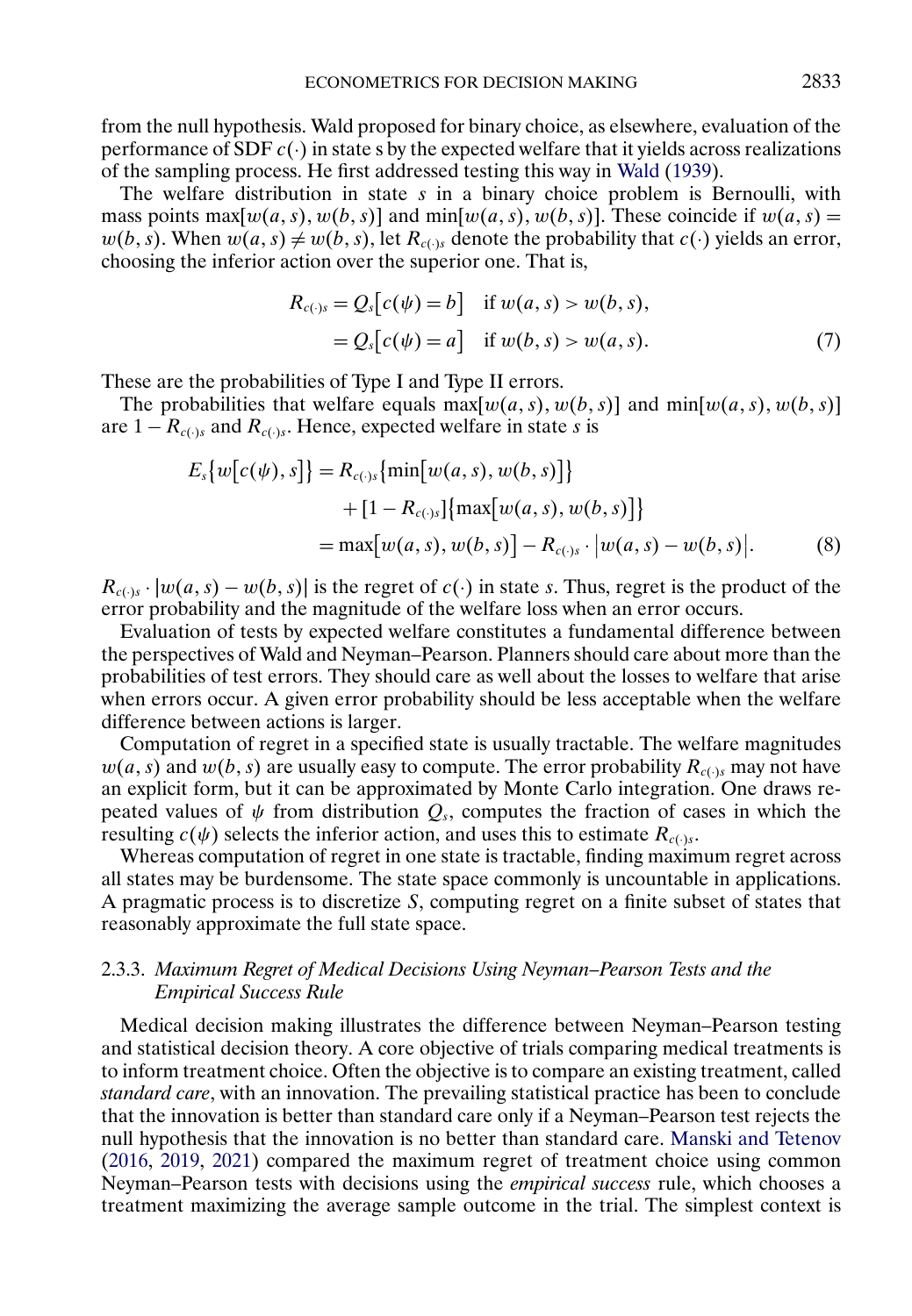from the null hypothesis. Wald proposed for binary choice, as elsewhere, evaluation of the performance of SDF $c(\cdot)$ in state s by the expected welfare that it yields across realizations of the sampling process. He first addressed testing this way in Wald (1939).

The welfare distribution in state $s$ in a binary choice problem is Bernoulli, with mass points $\max[w(a, s), w(b, s)]$ and $\min[w(a, s), w(b, s)]$. These coincide if $w(a, s) = w(b, s)$. When $w(a, s) \neq w(b, s)$, let $R_{c(\cdot)s}$ denote the probability that $c(\cdot)$ yields an error, choosing the inferior action over the superior one. That is,

$$
\begin{aligned}
R_{c(\cdot)s} &= Q_s\big[c(\psi) = b\big] \quad \text{if } w(a, s) > w(b, s), \\
&= Q_s\big[c(\psi) = a\big] \quad \text{if } w(b, s) > w(a, s).
\end{aligned} \tag{7}
$$

These are the probabilities of Type I and Type II errors.

The probabilities that welfare equals $\max[w(a, s), w(b, s)]$ and $\min[w(a, s), w(b, s)]$ are $1 - R_{c(\cdot)s}$ and $R_{c(\cdot)s}$. Hence, expected welfare in state $s$ is

$$
\begin{aligned}
E_s\big\{w\big[c(\psi), s\big]\big\} &= R_{c(\cdot)s}\big\{\min\big[w(a, s), w(b, s)\big]\big\} \\
&\quad + [1 - R_{c(\cdot)s}]\big\{\max\big[w(a, s), w(b, s)\big]\big\} \\
&= \max\big[w(a, s), w(b, s)\big] - R_{c(\cdot)s} \cdot \big|w(a, s) - w(b, s)\big|.
\end{aligned} \tag{8}
$$

$R_{c(\cdot)s} \cdot |w(a, s) - w(b, s)|$ is the regret of $c(\cdot)$ in state $s$. Thus, regret is the product of the error probability and the magnitude of the welfare loss when an error occurs.

Evaluation of tests by expected welfare constitutes a fundamental difference between the perspectives of Wald and Neyman–Pearson. Planners should care about more than the probabilities of test errors. They should care as well about the losses to welfare that arise when errors occur. A given error probability should be less acceptable when the welfare difference between actions is larger.

Computation of regret in a specified state is usually tractable. The welfare magnitudes $w(a, s)$ and $w(b, s)$ are usually easy to compute. The error probability $R_{c(\cdot)s}$ may not have an explicit form, but it can be approximated by Monte Carlo integration. One draws repeated values of $\psi$ from distribution $Q_s$, computes the fraction of cases in which the resulting $c(\psi)$ selects the inferior action, and uses this to estimate $R_{c(\cdot)s}$.

Whereas computation of regret in one state is tractable, finding maximum regret across all states may be burdensome. The state space commonly is uncountable in applications. A pragmatic process is to discretize $S$, computing regret on a finite subset of states that reasonably approximate the full state space.

### 2.3.3. *Maximum Regret of Medical Decisions Using Neyman–Pearson Tests and the Empirical Success Rule*

Medical decision making illustrates the difference between Neyman–Pearson testing and statistical decision theory. A core objective of trials comparing medical treatments is to inform treatment choice. Often the objective is to compare an existing treatment, called *standard care*, with an innovation. The prevailing statistical practice has been to conclude that the innovation is better than standard care only if a Neyman–Pearson test rejects the null hypothesis that the innovation is no better than standard care. Manski and Tetenov (2016, 2019, 2021) compared the maximum regret of treatment choice using common Neyman–Pearson tests with decisions using the *empirical success* rule, which chooses a treatment maximizing the average sample outcome in the trial. The simplest context is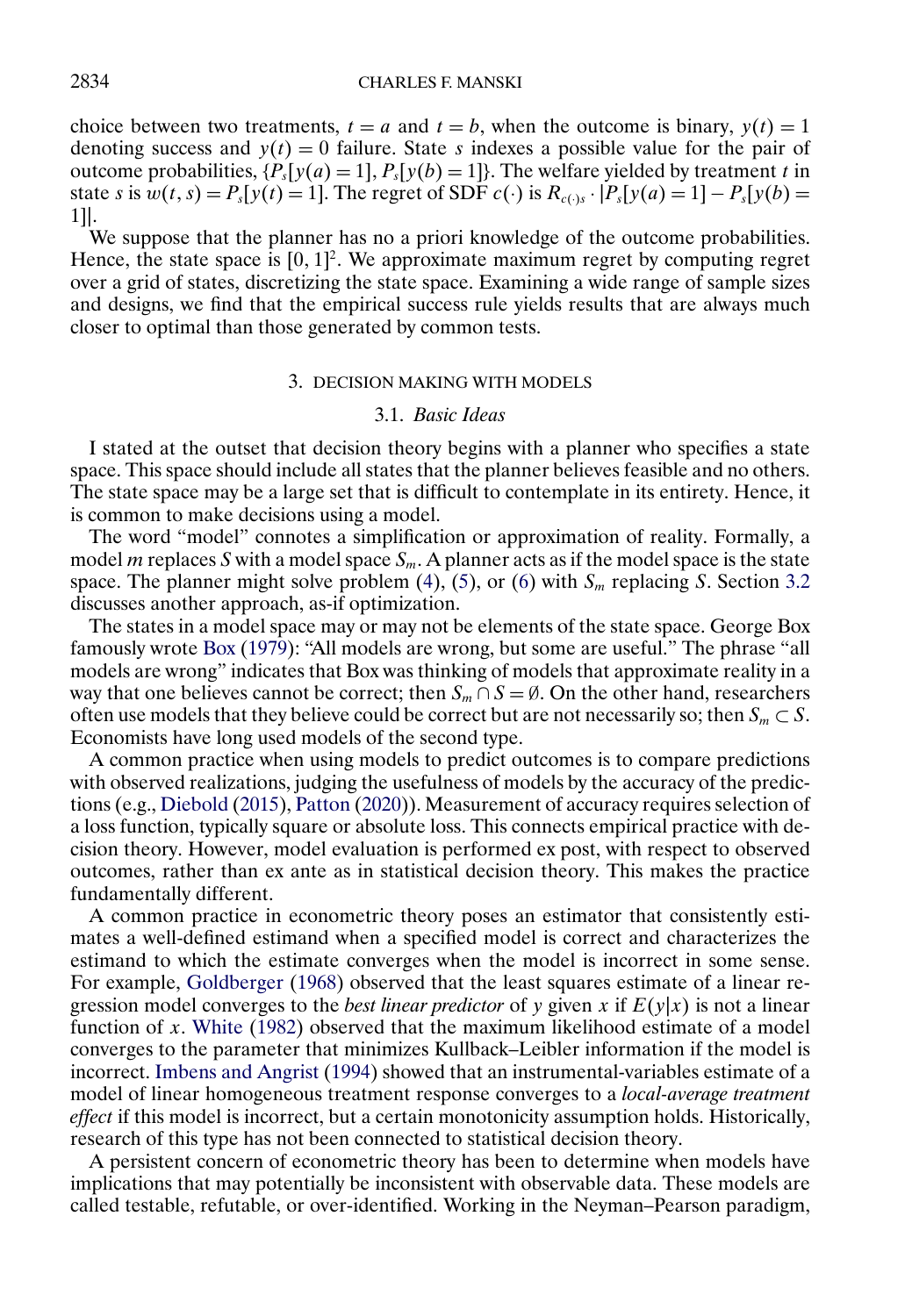choice between two treatments, $t = a$ and $t = b$, when the outcome is binary, $y(t) = 1$ denoting success and $y(t) = 0$ failure. State $s$ indexes a possible value for the pair of outcome probabilities, $\{P_s[y(a) = 1], P_s[y(b) = 1]\}$. The welfare yielded by treatment $t$ in state $s$ is $w(t, s) = P_s[y(t) = 1]$. The regret of SDF $c(\cdot)$ is $R_{c(\cdot)s} \cdot |P_s[y(a) = 1] - P_s[y(b) = 1]|$.

We suppose that the planner has no a priori knowledge of the outcome probabilities. Hence, the state space is $[0, 1]^2$. We approximate maximum regret by computing regret over a grid of states, discretizing the state space. Examining a wide range of sample sizes and designs, we find that the empirical success rule yields results that are always much closer to optimal than those generated by common tests.

## 3. DECISION MAKING WITH MODELS

### 3.1. *Basic Ideas*

I stated at the outset that decision theory begins with a planner who specifies a state space. This space should include all states that the planner believes feasible and no others. The state space may be a large set that is difficult to contemplate in its entirety. Hence, it is common to make decisions using a model.

The word "model" connotes a simplification or approximation of reality. Formally, a model $m$ replaces $S$ with a model space $S_m$. A planner acts as if the model space is the state space. The planner might solve problem (4), (5), or (6) with $S_m$ replacing $S$. Section 3.2 discusses another approach, as-if optimization.

The states in a model space may or may not be elements of the state space. George Box famously wrote Box (1979): "All models are wrong, but some are useful." The phrase "all models are wrong" indicates that Box was thinking of models that approximate reality in a way that one believes cannot be correct; then $S_m \cap S = \emptyset$. On the other hand, researchers often use models that they believe could be correct but are not necessarily so; then $S_m \subset S$. Economists have long used models of the second type.

A common practice when using models to predict outcomes is to compare predictions with observed realizations, judging the usefulness of models by the accuracy of the predictions (e.g., Diebold (2015), Patton (2020)). Measurement of accuracy requires selection of a loss function, typically square or absolute loss. This connects empirical practice with decision theory. However, model evaluation is performed ex post, with respect to observed outcomes, rather than ex ante as in statistical decision theory. This makes the practice fundamentally different.

A common practice in econometric theory poses an estimator that consistently estimates a well-defined estimand when a specified model is correct and characterizes the estimand to which the estimate converges when the model is incorrect in some sense. For example, Goldberger (1968) observed that the least squares estimate of a linear regression model converges to the *best linear predictor* of $y$ given $x$ if $E(y|x)$ is not a linear function of $x$. White (1982) observed that the maximum likelihood estimate of a model converges to the parameter that minimizes Kullback–Leibler information if the model is incorrect. Imbens and Angrist (1994) showed that an instrumental-variables estimate of a model of linear homogeneous treatment response converges to a *local-average treatment effect* if this model is incorrect, but a certain monotonicity assumption holds. Historically, research of this type has not been connected to statistical decision theory.

A persistent concern of econometric theory has been to determine when models have implications that may potentially be inconsistent with observable data. These models are called testable, refutable, or over-identified. Working in the Neyman–Pearson paradigm,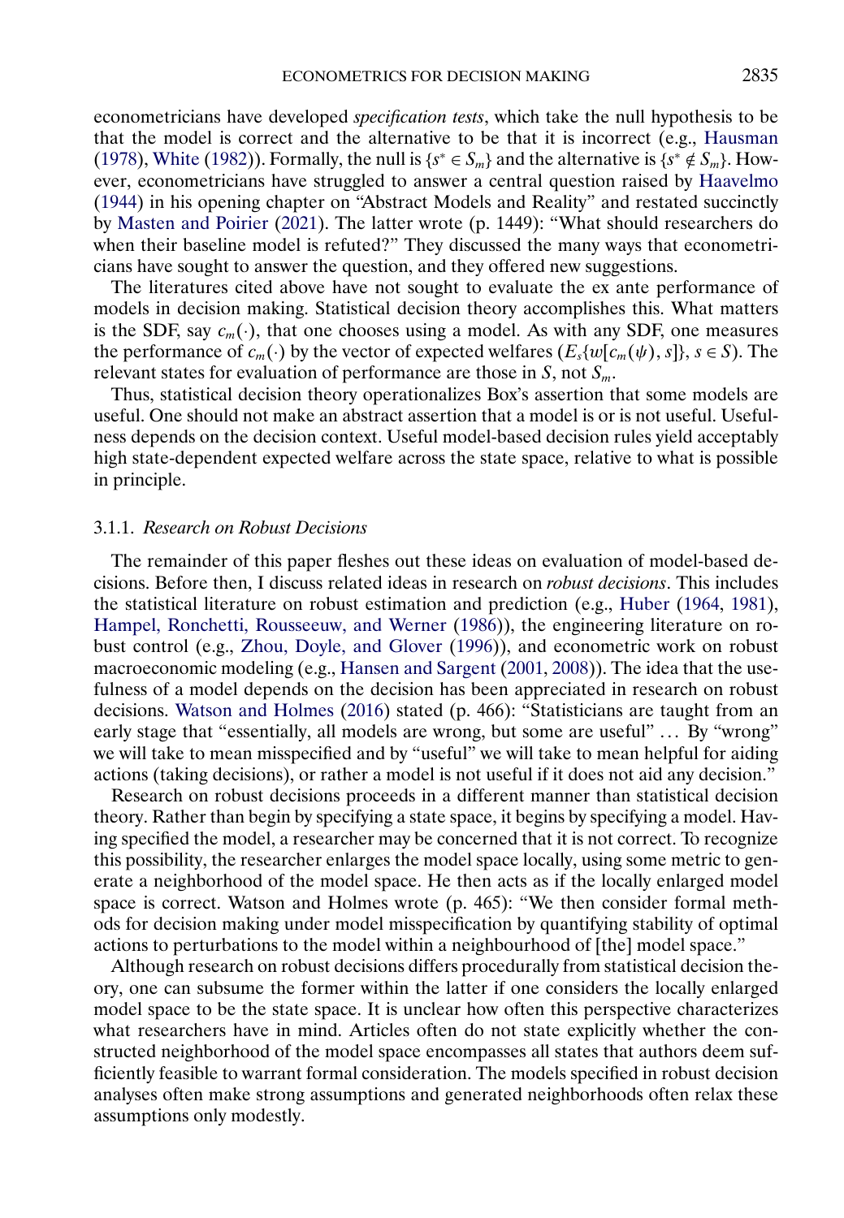econometricians have developed *specification tests*, which take the null hypothesis to be that the model is correct and the alternative to be that it is incorrect (e.g., Hausman (1978), White (1982)). Formally, the null is $\{s^* \in S_m\}$ and the alternative is $\{s^* \notin S_m\}$. However, econometricians have struggled to answer a central question raised by Haavelmo (1944) in his opening chapter on "Abstract Models and Reality" and restated succinctly by Masten and Poirier (2021). The latter wrote (p. 1449): "What should researchers do when their baseline model is refuted?" They discussed the many ways that econometricians have sought to answer the question, and they offered new suggestions.

The literatures cited above have not sought to evaluate the ex ante performance of models in decision making. Statistical decision theory accomplishes this. What matters is the SDF, say $c_m(\cdot)$, that one chooses using a model. As with any SDF, one measures the performance of $c_m(\cdot)$ by the vector of expected welfares $(E_s\{w[c_m(\psi), s]\}, s \in S)$. The relevant states for evaluation of performance are those in $S$, not $S_m$.

Thus, statistical decision theory operationalizes Box's assertion that some models are useful. One should not make an abstract assertion that a model is or is not useful. Usefulness depends on the decision context. Useful model-based decision rules yield acceptably high state-dependent expected welfare across the state space, relative to what is possible in principle.

#### 3.1.1. *Research on Robust Decisions*

The remainder of this paper fleshes out these ideas on evaluation of model-based decisions. Before then, I discuss related ideas in research on *robust decisions*. This includes the statistical literature on robust estimation and prediction (e.g., Huber (1964, 1981), Hampel, Ronchetti, Rousseeuw, and Werner (1986)), the engineering literature on robust control (e.g., Zhou, Doyle, and Glover (1996)), and econometric work on robust macroeconomic modeling (e.g., Hansen and Sargent (2001, 2008)). The idea that the usefulness of a model depends on the decision has been appreciated in research on robust decisions. Watson and Holmes (2016) stated (p. 466): "Statisticians are taught from an early stage that "essentially, all models are wrong, but some are useful" … By "wrong" we will take to mean misspecified and by "useful" we will take to mean helpful for aiding actions (taking decisions), or rather a model is not useful if it does not aid any decision."

Research on robust decisions proceeds in a different manner than statistical decision theory. Rather than begin by specifying a state space, it begins by specifying a model. Having specified the model, a researcher may be concerned that it is not correct. To recognize this possibility, the researcher enlarges the model space locally, using some metric to generate a neighborhood of the model space. He then acts as if the locally enlarged model space is correct. Watson and Holmes wrote (p. 465): "We then consider formal methods for decision making under model misspecification by quantifying stability of optimal actions to perturbations to the model within a neighbourhood of [the] model space."

Although research on robust decisions differs procedurally from statistical decision theory, one can subsume the former within the latter if one considers the locally enlarged model space to be the state space. It is unclear how often this perspective characterizes what researchers have in mind. Articles often do not state explicitly whether the constructed neighborhood of the model space encompasses all states that authors deem sufficiently feasible to warrant formal consideration. The models specified in robust decision analyses often make strong assumptions and generated neighborhoods often relax these assumptions only modestly.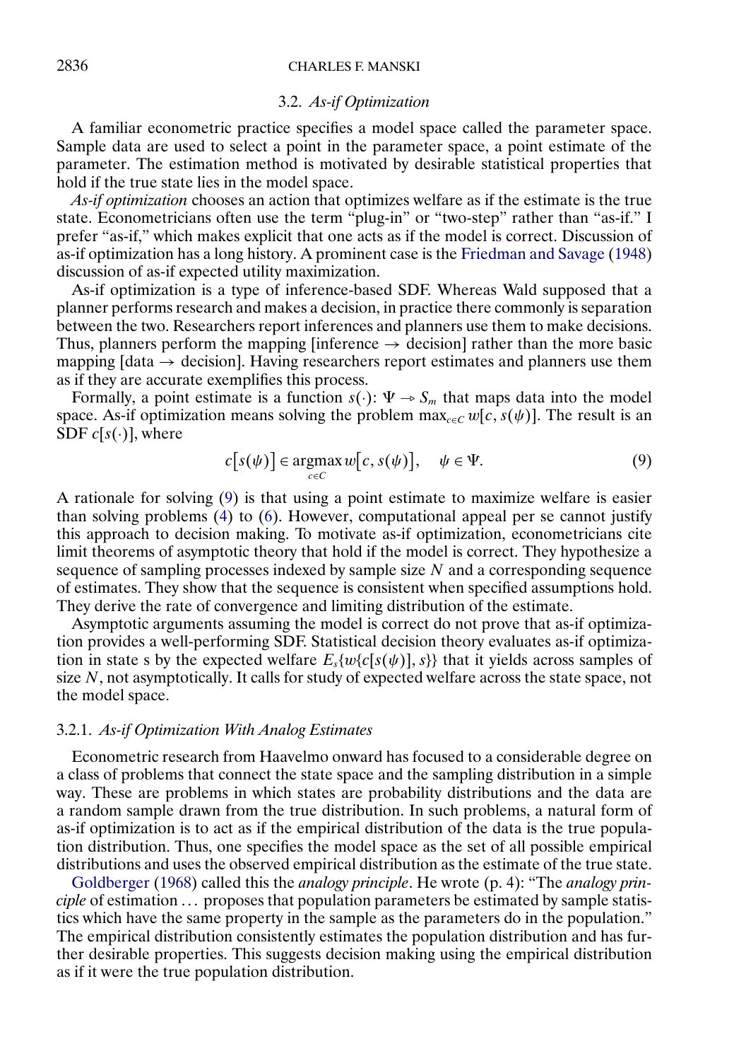### 3.2. *As-if Optimization*

A familiar econometric practice specifies a model space called the parameter space. Sample data are used to select a point in the parameter space, a point estimate of the parameter. The estimation method is motivated by desirable statistical properties that hold if the true state lies in the model space.

*As-if optimization* chooses an action that optimizes welfare as if the estimate is the true state. Econometricians often use the term "plug-in" or "two-step" rather than "as-if." I prefer "as-if," which makes explicit that one acts as if the model is correct. Discussion of as-if optimization has a long history. A prominent case is the Friedman and Savage (1948) discussion of as-if expected utility maximization.

As-if optimization is a type of inference-based SDF. Whereas Wald supposed that a planner performs research and makes a decision, in practice there commonly is separation between the two. Researchers report inferences and planners use them to make decisions. Thus, planners perform the mapping [inference → decision] rather than the more basic mapping [data → decision]. Having researchers report estimates and planners use them as if they are accurate exemplifies this process.

Formally, a point estimate is a function $s(\cdot): \Psi \to S_m$ that maps data into the model space. As-if optimization means solving the problem $\max_{c \in C} w[c, s(\psi)]$. The result is an SDF $c[s(\cdot)]$, where

$$c[s(\psi)] \in \operatorname*{argmax}_{c \in C} w[c, s(\psi)], \quad \psi \in \Psi. \tag{9}$$

A rationale for solving (9) is that using a point estimate to maximize welfare is easier than solving problems (4) to (6). However, computational appeal per se cannot justify this approach to decision making. To motivate as-if optimization, econometricians cite limit theorems of asymptotic theory that hold if the model is correct. They hypothesize a sequence of sampling processes indexed by sample size $N$ and a corresponding sequence of estimates. They show that the sequence is consistent when specified assumptions hold. They derive the rate of convergence and limiting distribution of the estimate.

Asymptotic arguments assuming the model is correct do not prove that as-if optimization provides a well-performing SDF. Statistical decision theory evaluates as-if optimization in state s by the expected welfare $E_s\{w\{c[s(\psi)], s\}\}$ that it yields across samples of size $N$, not asymptotically. It calls for study of expected welfare across the state space, not the model space.

#### 3.2.1. *As-if Optimization With Analog Estimates*

Econometric research from Haavelmo onward has focused to a considerable degree on a class of problems that connect the state space and the sampling distribution in a simple way. These are problems in which states are probability distributions and the data are a random sample drawn from the true distribution. In such problems, a natural form of as-if optimization is to act as if the empirical distribution of the data is the true population distribution. Thus, one specifies the model space as the set of all possible empirical distributions and uses the observed empirical distribution as the estimate of the true state.

Goldberger (1968) called this the *analogy principle*. He wrote (p. 4): "The *analogy principle* of estimation … proposes that population parameters be estimated by sample statistics which have the same property in the sample as the parameters do in the population." The empirical distribution consistently estimates the population distribution and has further desirable properties. This suggests decision making using the empirical distribution as if it were the true population distribution.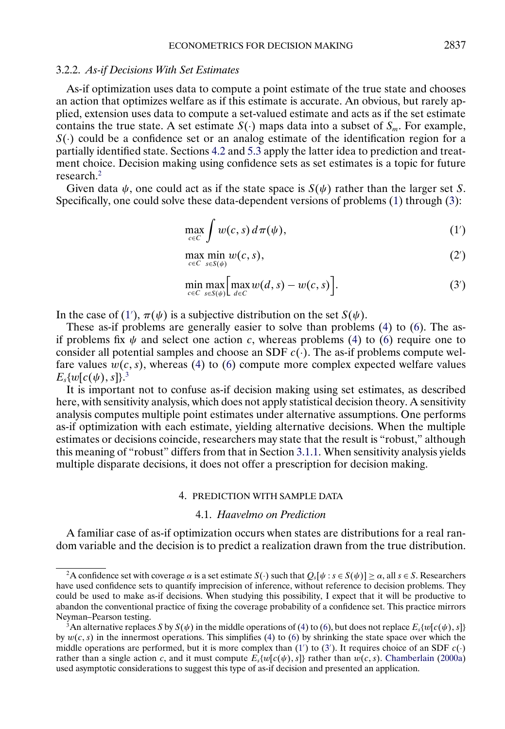### 3.2.2. *As-if Decisions With Set Estimates*

As-if optimization uses data to compute a point estimate of the true state and chooses an action that optimizes welfare as if this estimate is accurate. An obvious, but rarely applied, extension uses data to compute a set-valued estimate and acts as if the set estimate contains the true state. A set estimate $S(\cdot)$ maps data into a subset of $S_m$. For example, $S(\cdot)$ could be a confidence set or an analog estimate of the identification region for a partially identified state. Sections 4.2 and 5.3 apply the latter idea to prediction and treatment choice. Decision making using confidence sets as set estimates is a topic for future research.[2]

Given data $\psi$, one could act as if the state space is $S(\psi)$ rather than the larger set $S$. Specifically, one could solve these data-dependent versions of problems (1) through (3):

$$\max_{c\in C} \int w(c, s)\, d\pi(\psi), \tag{1'}$$

$$\max_{c\in C} \min_{s\in S(\psi)} w(c, s), \tag{2'}$$

$$\min_{c\in C} \max_{s\in S(\psi)} \Bigl[\max_{d\in C} w(d, s) - w(c, s)\Bigr]. \tag{3'}$$

In the case of (1′), $\pi(\psi)$ is a subjective distribution on the set $S(\psi)$.

These as-if problems are generally easier to solve than problems (4) to (6). The as-if problems fix $\psi$ and select one action $c$, whereas problems (4) to (6) require one to consider all potential samples and choose an SDF $c(\cdot)$. The as-if problems compute welfare values $w(c, s)$, whereas (4) to (6) compute more complex expected welfare values $E_s\{w[c(\psi), s]\}$.[3]

It is important not to confuse as-if decision making using set estimates, as described here, with sensitivity analysis, which does not apply statistical decision theory. A sensitivity analysis computes multiple point estimates under alternative assumptions. One performs as-if optimization with each estimate, yielding alternative decisions. When the multiple estimates or decisions coincide, researchers may state that the result is "robust," although this meaning of "robust" differs from that in Section 3.1.1. When sensitivity analysis yields multiple disparate decisions, it does not offer a prescription for decision making.

## 4. PREDICTION WITH SAMPLE DATA

### 4.1. *Haavelmo on Prediction*

A familiar case of as-if optimization occurs when states are distributions for a real random variable and the decision is to predict a realization drawn from the true distribution.

---

[2] A confidence set with coverage $\alpha$ is a set estimate $S(\cdot)$ such that $Q_s[\psi : s \in S(\psi)] \geq \alpha$, all $s \in S$. Researchers have used confidence sets to quantify imprecision of inference, without reference to decision problems. They could be used to make as-if decisions. When studying this possibility, I expect that it will be productive to abandon the conventional practice of fixing the coverage probability of a confidence set. This practice mirrors Neyman–Pearson testing.

[3] An alternative replaces $S$ by $S(\psi)$ in the middle operations of (4) to (6), but does not replace $E_s\{w[c(\psi), s]\}$ by $w(c, s)$ in the innermost operations. This simplifies (4) to (6) by shrinking the state space over which the middle operations are performed, but it is more complex than (1′) to (3′). It requires choice of an SDF $c(\cdot)$ rather than a single action $c$, and it must compute $E_s\{w[c(\psi), s]\}$ rather than $w(c, s)$. Chamberlain (2000a) used asymptotic considerations to suggest this type of as-if decision and presented an application.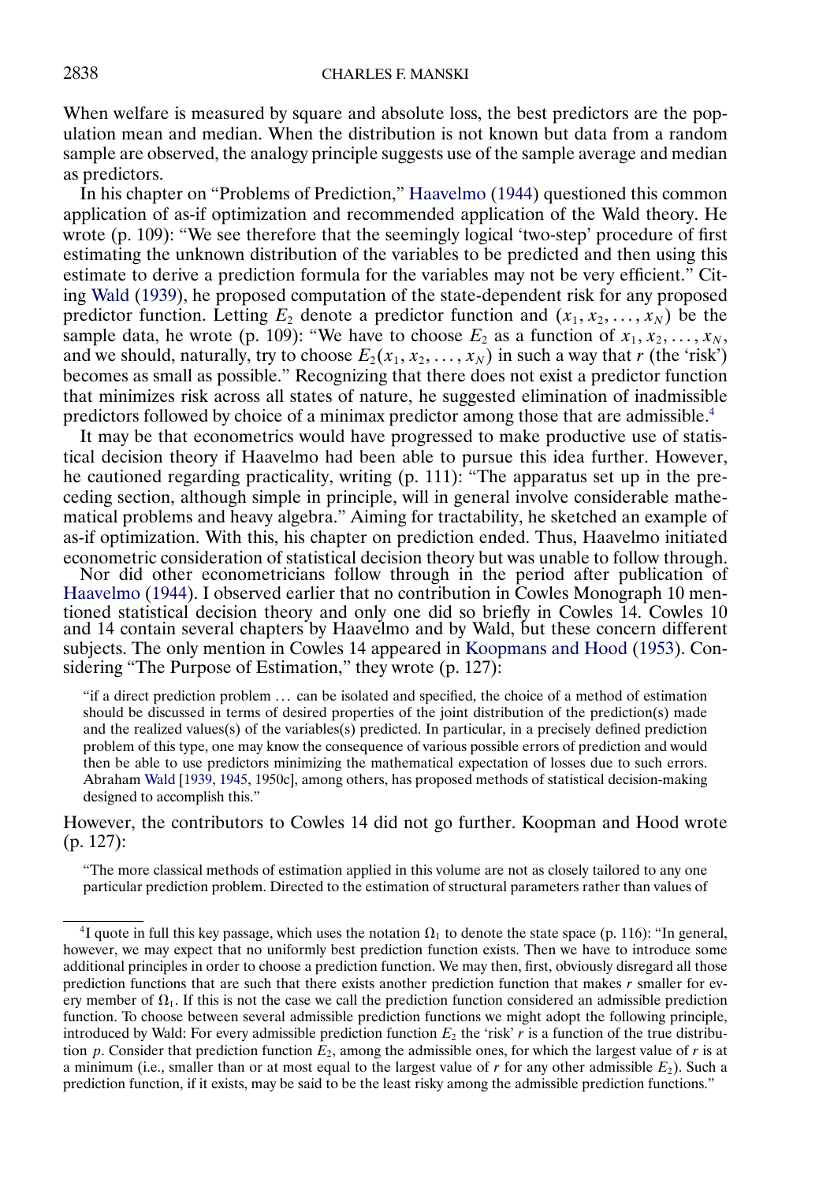When welfare is measured by square and absolute loss, the best predictors are the population mean and median. When the distribution is not known but data from a random sample are observed, the analogy principle suggests use of the sample average and median as predictors.

In his chapter on "Problems of Prediction," Haavelmo (1944) questioned this common application of as-if optimization and recommended application of the Wald theory. He wrote (p. 109): "We see therefore that the seemingly logical 'two-step' procedure of first estimating the unknown distribution of the variables to be predicted and then using this estimate to derive a prediction formula for the variables may not be very efficient." Citing Wald (1939), he proposed computation of the state-dependent risk for any proposed predictor function. Letting $E_2$ denote a predictor function and $(x_1, x_2, \ldots, x_N)$ be the sample data, he wrote (p. 109): "We have to choose $E_2$ as a function of $x_1, x_2, \ldots, x_N$, and we should, naturally, try to choose $E_2(x_1, x_2, \ldots, x_N)$ in such a way that $r$ (the 'risk') becomes as small as possible." Recognizing that there does not exist a predictor function that minimizes risk across all states of nature, he suggested elimination of inadmissible predictors followed by choice of a minimax predictor among those that are admissible.[4]

It may be that econometrics would have progressed to make productive use of statistical decision theory if Haavelmo had been able to pursue this idea further. However, he cautioned regarding practicality, writing (p. 111): "The apparatus set up in the preceding section, although simple in principle, will in general involve considerable mathematical problems and heavy algebra." Aiming for tractability, he sketched an example of as-if optimization. With this, his chapter on prediction ended. Thus, Haavelmo initiated econometric consideration of statistical decision theory but was unable to follow through.

Nor did other econometricians follow through in the period after publication of Haavelmo (1944). I observed earlier that no contribution in Cowles Monograph 10 mentioned statistical decision theory and only one did so briefly in Cowles 14. Cowles 10 and 14 contain several chapters by Haavelmo and by Wald, but these concern different subjects. The only mention in Cowles 14 appeared in Koopmans and Hood (1953). Considering "The Purpose of Estimation," they wrote (p. 127):

> "if a direct prediction problem … can be isolated and specified, the choice of a method of estimation should be discussed in terms of desired properties of the joint distribution of the prediction(s) made and the realized values(s) of the variables(s) predicted. In particular, in a precisely defined prediction problem of this type, one may know the consequence of various possible errors of prediction and would then be able to use predictors minimizing the mathematical expectation of losses due to such errors. Abraham Wald [1939, 1945, 1950c], among others, has proposed methods of statistical decision-making designed to accomplish this."

However, the contributors to Cowles 14 did not go further. Koopman and Hood wrote (p. 127):

> "The more classical methods of estimation applied in this volume are not as closely tailored to any one particular prediction problem. Directed to the estimation of structural parameters rather than values of

[4]I quote in full this key passage, which uses the notation $\Omega_1$ to denote the state space (p. 116): "In general, however, we may expect that no uniformly best prediction function exists. Then we have to introduce some additional principles in order to choose a prediction function. We may then, first, obviously disregard all those prediction functions that are such that there exists another prediction function that makes $r$ smaller for every member of $\Omega_1$. If this is not the case we call the prediction function considered an admissible prediction function. To choose between several admissible prediction functions we might adopt the following principle, introduced by Wald: For every admissible prediction function $E_2$ the 'risk' $r$ is a function of the true distribution $p$. Consider that prediction function $E_2$, among the admissible ones, for which the largest value of $r$ is at a minimum (i.e., smaller than or at most equal to the largest value of $r$ for any other admissible $E_2$). Such a prediction function, if it exists, may be said to be the least risky among the admissible prediction functions."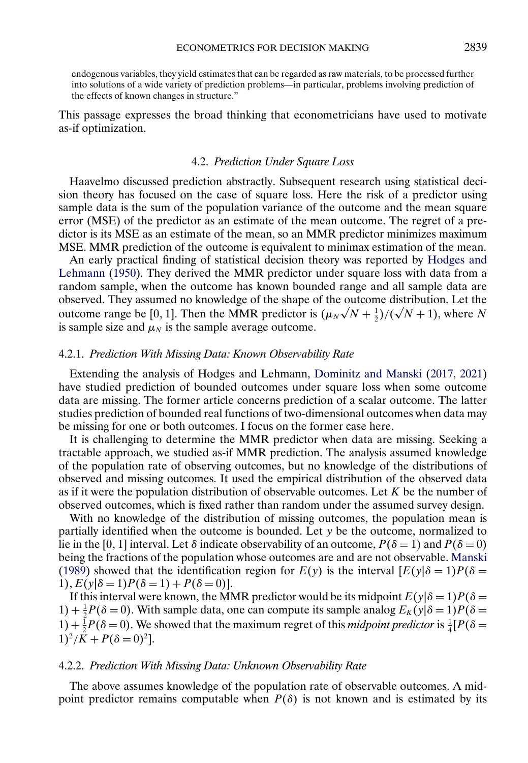endogenous variables, they yield estimates that can be regarded as raw materials, to be processed further into solutions of a wide variety of prediction problems—in particular, problems involving prediction of the effects of known changes in structure."

This passage expresses the broad thinking that econometricians have used to motivate as-if optimization.

### 4.2. *Prediction Under Square Loss*

Haavelmo discussed prediction abstractly. Subsequent research using statistical decision theory has focused on the case of square loss. Here the risk of a predictor using sample data is the sum of the population variance of the outcome and the mean square error (MSE) of the predictor as an estimate of the mean outcome. The regret of a predictor is its MSE as an estimate of the mean, so an MMR predictor minimizes maximum MSE. MMR prediction of the outcome is equivalent to minimax estimation of the mean.

An early practical finding of statistical decision theory was reported by Hodges and Lehmann (1950). They derived the MMR predictor under square loss with data from a random sample, when the outcome has known bounded range and all sample data are observed. They assumed no knowledge of the shape of the outcome distribution. Let the outcome range be $[0, 1]$. Then the MMR predictor is $(\mu_N\sqrt{N} + \frac{1}{2})/(\sqrt{N} + 1)$, where $N$ is sample size and $\mu_N$ is the sample average outcome.

#### 4.2.1. *Prediction With Missing Data: Known Observability Rate*

Extending the analysis of Hodges and Lehmann, Dominitz and Manski (2017, 2021) have studied prediction of bounded outcomes under square loss when some outcome data are missing. The former article concerns prediction of a scalar outcome. The latter studies prediction of bounded real functions of two-dimensional outcomes when data may be missing for one or both outcomes. I focus on the former case here.

It is challenging to determine the MMR predictor when data are missing. Seeking a tractable approach, we studied as-if MMR prediction. The analysis assumed knowledge of the population rate of observing outcomes, but no knowledge of the distributions of observed and missing outcomes. It used the empirical distribution of the observed data as if it were the population distribution of observable outcomes. Let $K$ be the number of observed outcomes, which is fixed rather than random under the assumed survey design.

With no knowledge of the distribution of missing outcomes, the population mean is partially identified when the outcome is bounded. Let $y$ be the outcome, normalized to lie in the $[0, 1]$ interval. Let $\delta$ indicate observability of an outcome, $P(\delta = 1)$ and $P(\delta = 0)$ being the fractions of the population whose outcomes are and are not observable. Manski (1989) showed that the identification region for $E(y)$ is the interval $[E(y|\delta = 1)P(\delta = 1), E(y|\delta = 1)P(\delta = 1) + P(\delta = 0)]$.

If this interval were known, the MMR predictor would be its midpoint $E(y|\delta = 1)P(\delta = 1) + \frac{1}{2}P(\delta = 0)$. With sample data, one can compute its sample analog $E_K(y|\delta = 1)P(\delta = 1) + \frac{1}{2}P(\delta = 0)$. We showed that the maximum regret of this *midpoint predictor* is $\frac{1}{4}[P(\delta = 1)^2/K + P(\delta = 0)^2]$.

#### 4.2.2. *Prediction With Missing Data: Unknown Observability Rate*

The above assumes knowledge of the population rate of observable outcomes. A midpoint predictor remains computable when $P(\delta)$ is not known and is estimated by its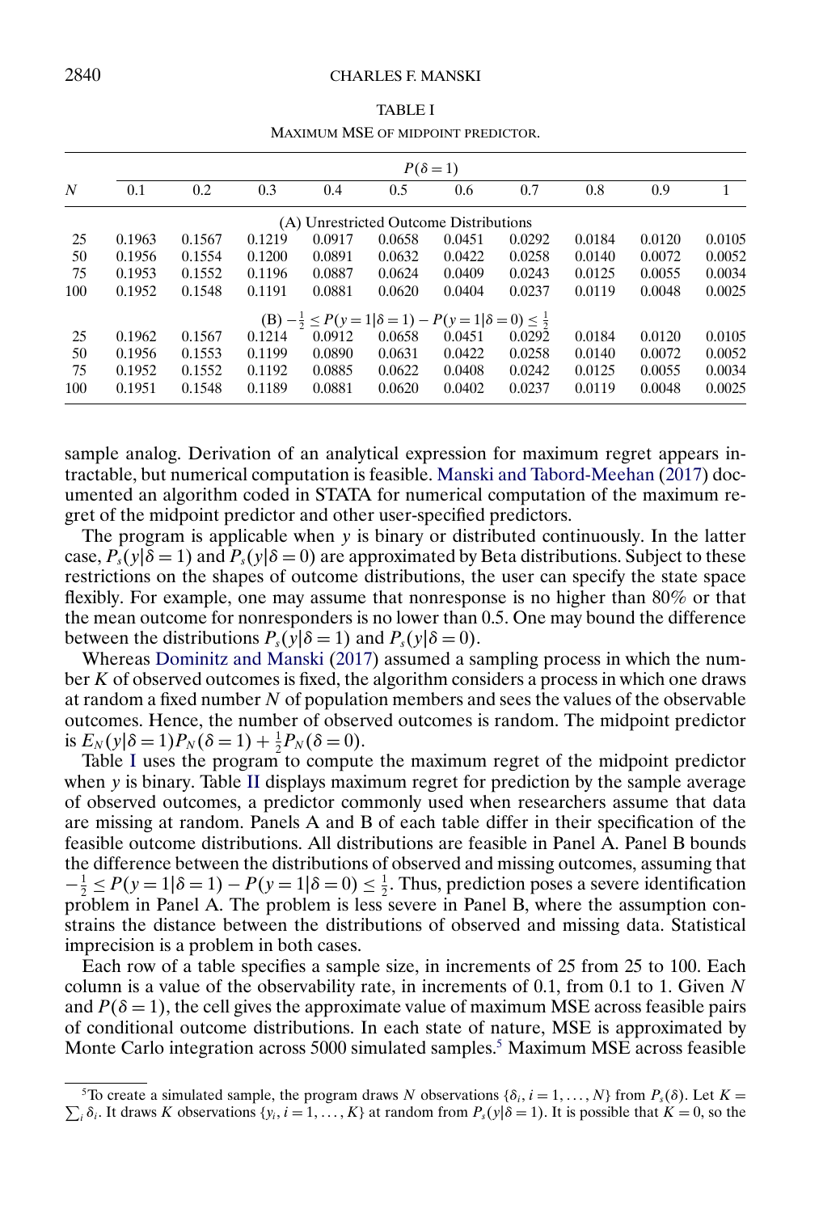TABLE I

MAXIMUM MSE OF MIDPOINT PREDICTOR.

| $N$ | $P(\delta=1)$ 0.1 | 0.2 | 0.3 | 0.4 | 0.5 | 0.6 | 0.7 | 0.8 | 0.9 | 1 |
|---|---|---|---|---|---|---|---|---|---|---|
| | (A) Unrestricted Outcome Distributions | | | | | | | | | |
| 25 | 0.1963 | 0.1567 | 0.1219 | 0.0917 | 0.0658 | 0.0451 | 0.0292 | 0.0184 | 0.0120 | 0.0105 |
| 50 | 0.1956 | 0.1554 | 0.1200 | 0.0891 | 0.0632 | 0.0422 | 0.0258 | 0.0140 | 0.0072 | 0.0052 |
| 75 | 0.1953 | 0.1552 | 0.1196 | 0.0887 | 0.0624 | 0.0409 | 0.0243 | 0.0125 | 0.0055 | 0.0034 |
| 100 | 0.1952 | 0.1548 | 0.1191 | 0.0881 | 0.0620 | 0.0404 | 0.0237 | 0.0119 | 0.0048 | 0.0025 |
| | (B) $-\frac{1}{2} \leq P(y=1\|\delta=1) - P(y=1\|\delta=0) \leq \frac{1}{2}$ | | | | | | | | | |
| 25 | 0.1962 | 0.1567 | 0.1214 | 0.0912 | 0.0658 | 0.0451 | 0.0292 | 0.0184 | 0.0120 | 0.0105 |
| 50 | 0.1956 | 0.1553 | 0.1199 | 0.0890 | 0.0631 | 0.0422 | 0.0258 | 0.0140 | 0.0072 | 0.0052 |
| 75 | 0.1952 | 0.1552 | 0.1192 | 0.0885 | 0.0622 | 0.0408 | 0.0242 | 0.0125 | 0.0055 | 0.0034 |
| 100 | 0.1951 | 0.1548 | 0.1189 | 0.0881 | 0.0620 | 0.0402 | 0.0237 | 0.0119 | 0.0048 | 0.0025 |

sample analog. Derivation of an analytical expression for maximum regret appears intractable, but numerical computation is feasible. Manski and Tabord-Meehan (2017) documented an algorithm coded in STATA for numerical computation of the maximum regret of the midpoint predictor and other user-specified predictors.

The program is applicable when $y$ is binary or distributed continuously. In the latter case, $P_s(y|\delta=1)$ and $P_s(y|\delta=0)$ are approximated by Beta distributions. Subject to these restrictions on the shapes of outcome distributions, the user can specify the state space flexibly. For example, one may assume that nonresponse is no higher than 80% or that the mean outcome for nonresponders is no lower than 0.5. One may bound the difference between the distributions $P_s(y|\delta=1)$ and $P_s(y|\delta=0)$.

Whereas Dominitz and Manski (2017) assumed a sampling process in which the number $K$ of observed outcomes is fixed, the algorithm considers a process in which one draws at random a fixed number $N$ of population members and sees the values of the observable outcomes. Hence, the number of observed outcomes is random. The midpoint predictor is $E_N(y|\delta=1)P_N(\delta=1) + \frac{1}{2}P_N(\delta=0)$.

Table I uses the program to compute the maximum regret of the midpoint predictor when $y$ is binary. Table II displays maximum regret for prediction by the sample average of observed outcomes, a predictor commonly used when researchers assume that data are missing at random. Panels A and B of each table differ in their specification of the feasible outcome distributions. All distributions are feasible in Panel A. Panel B bounds the difference between the distributions of observed and missing outcomes, assuming that $-\frac{1}{2} \leq P(y=1|\delta=1) - P(y=1|\delta=0) \leq \frac{1}{2}$. Thus, prediction poses a severe identification problem in Panel A. The problem is less severe in Panel B, where the assumption constrains the distance between the distributions of observed and missing data. Statistical imprecision is a problem in both cases.

Each row of a table specifies a sample size, in increments of 25 from 25 to 100. Each column is a value of the observability rate, in increments of 0.1, from 0.1 to 1. Given $N$ and $P(\delta=1)$, the cell gives the approximate value of maximum MSE across feasible pairs of conditional outcome distributions. In each state of nature, MSE is approximated by Monte Carlo integration across 5000 simulated samples.[5] Maximum MSE across feasible

[5]To create a simulated sample, the program draws $N$ observations $\{\delta_i, i=1,\dots,N\}$ from $P_s(\delta)$. Let $K = \sum_i \delta_i$. It draws $K$ observations $\{y_i, i=1,\dots,K\}$ at random from $P_s(y|\delta=1)$. It is possible that $K=0$, so the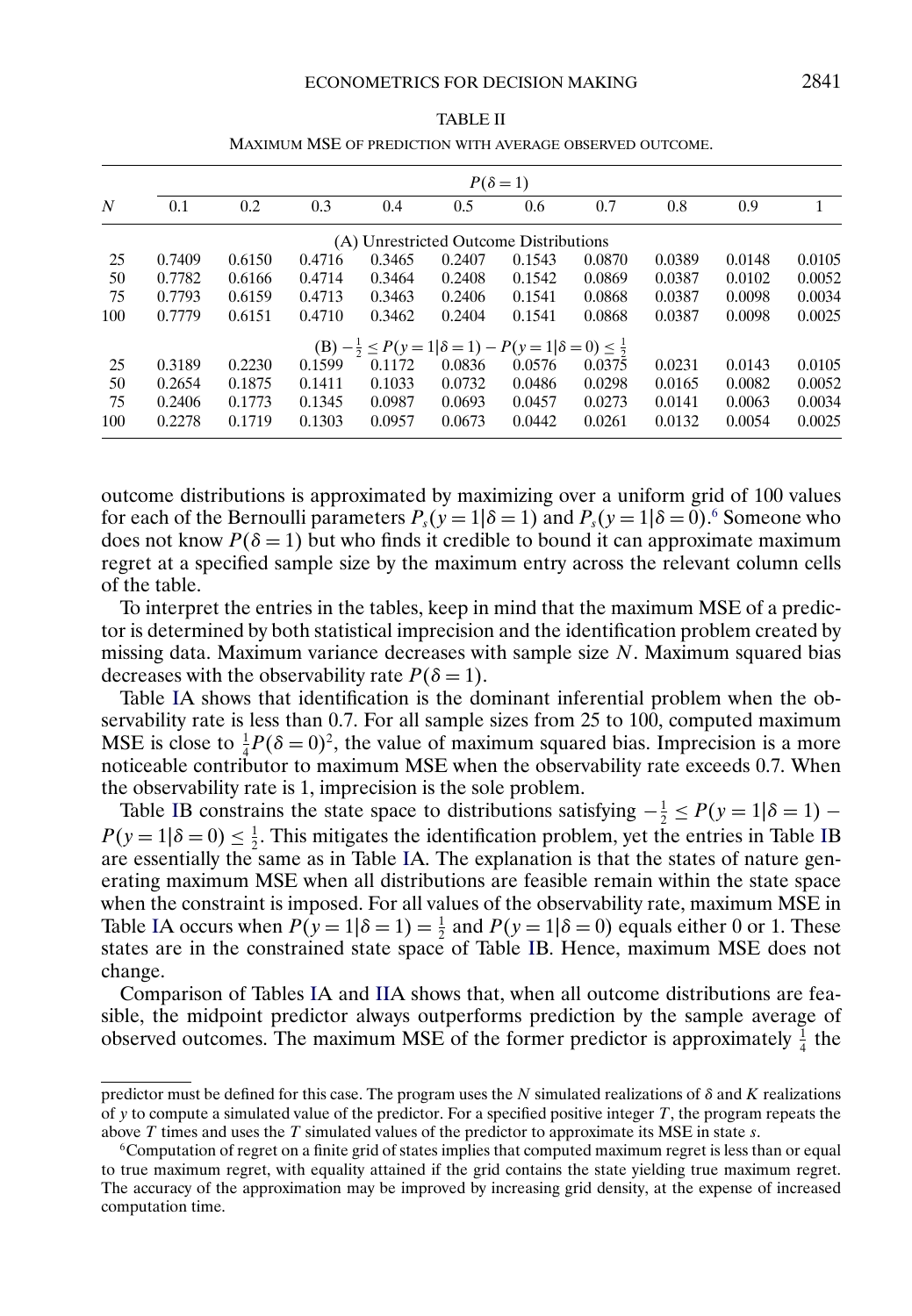TABLE II

MAXIMUM MSE OF PREDICTION WITH AVERAGE OBSERVED OUTCOME.

| $N$ | $P(\delta=1)$ | | | | | | | | | |
|---|---|---|---|---|---|---|---|---|---|---|
| | 0.1 | 0.2 | 0.3 | 0.4 | 0.5 | 0.6 | 0.7 | 0.8 | 0.9 | 1 |
| | (A) Unrestricted Outcome Distributions | | | | | | | | | |
| 25 | 0.7409 | 0.6150 | 0.4716 | 0.3465 | 0.2407 | 0.1543 | 0.0870 | 0.0389 | 0.0148 | 0.0105 |
| 50 | 0.7782 | 0.6166 | 0.4714 | 0.3464 | 0.2408 | 0.1542 | 0.0869 | 0.0387 | 0.0102 | 0.0052 |
| 75 | 0.7793 | 0.6159 | 0.4713 | 0.3463 | 0.2406 | 0.1541 | 0.0868 | 0.0387 | 0.0098 | 0.0034 |
| 100 | 0.7779 | 0.6151 | 0.4710 | 0.3462 | 0.2404 | 0.1541 | 0.0868 | 0.0387 | 0.0098 | 0.0025 |
| | (B) $-\frac{1}{2} \leq P(y=1\|\delta=1) - P(y=1\|\delta=0) \leq \frac{1}{2}$ | | | | | | | | | |
| 25 | 0.3189 | 0.2230 | 0.1599 | 0.1172 | 0.0836 | 0.0576 | 0.0375 | 0.0231 | 0.0143 | 0.0105 |
| 50 | 0.2654 | 0.1875 | 0.1411 | 0.1033 | 0.0732 | 0.0486 | 0.0298 | 0.0165 | 0.0082 | 0.0052 |
| 75 | 0.2406 | 0.1773 | 0.1345 | 0.0987 | 0.0693 | 0.0457 | 0.0273 | 0.0141 | 0.0063 | 0.0034 |
| 100 | 0.2278 | 0.1719 | 0.1303 | 0.0957 | 0.0673 | 0.0442 | 0.0261 | 0.0132 | 0.0054 | 0.0025 |

outcome distributions is approximated by maximizing over a uniform grid of 100 values for each of the Bernoulli parameters $P_s(y=1|\delta=1)$ and $P_s(y=1|\delta=0)$.[6] Someone who does not know $P(\delta=1)$ but who finds it credible to bound it can approximate maximum regret at a specified sample size by the maximum entry across the relevant column cells of the table.

To interpret the entries in the tables, keep in mind that the maximum MSE of a predictor is determined by both statistical imprecision and the identification problem created by missing data. Maximum variance decreases with sample size $N$. Maximum squared bias decreases with the observability rate $P(\delta=1)$.

Table IA shows that identification is the dominant inferential problem when the observability rate is less than 0.7. For all sample sizes from 25 to 100, computed maximum MSE is close to $\frac{1}{4}P(\delta=0)^2$, the value of maximum squared bias. Imprecision is a more noticeable contributor to maximum MSE when the observability rate exceeds 0.7. When the observability rate is 1, imprecision is the sole problem.

Table IB constrains the state space to distributions satisfying $-\frac{1}{2} \leq P(y=1|\delta=1) - P(y=1|\delta=0) \leq \frac{1}{2}$. This mitigates the identification problem, yet the entries in Table IB are essentially the same as in Table IA. The explanation is that the states of nature generating maximum MSE when all distributions are feasible remain within the state space when the constraint is imposed. For all values of the observability rate, maximum MSE in Table IA occurs when $P(y=1|\delta=1) = \frac{1}{2}$ and $P(y=1|\delta=0)$ equals either 0 or 1. These states are in the constrained state space of Table IB. Hence, maximum MSE does not change.

Comparison of Tables IA and IIA shows that, when all outcome distributions are feasible, the midpoint predictor always outperforms prediction by the sample average of observed outcomes. The maximum MSE of the former predictor is approximately $\frac{1}{4}$ the

predictor must be defined for this case. The program uses the $N$ simulated realizations of $\delta$ and $K$ realizations of $y$ to compute a simulated value of the predictor. For a specified positive integer $T$, the program repeats the above $T$ times and uses the $T$ simulated values of the predictor to approximate its MSE in state $s$.

[6]Computation of regret on a finite grid of states implies that computed maximum regret is less than or equal to true maximum regret, with equality attained if the grid contains the state yielding true maximum regret. The accuracy of the approximation may be improved by increasing grid density, at the expense of increased computation time.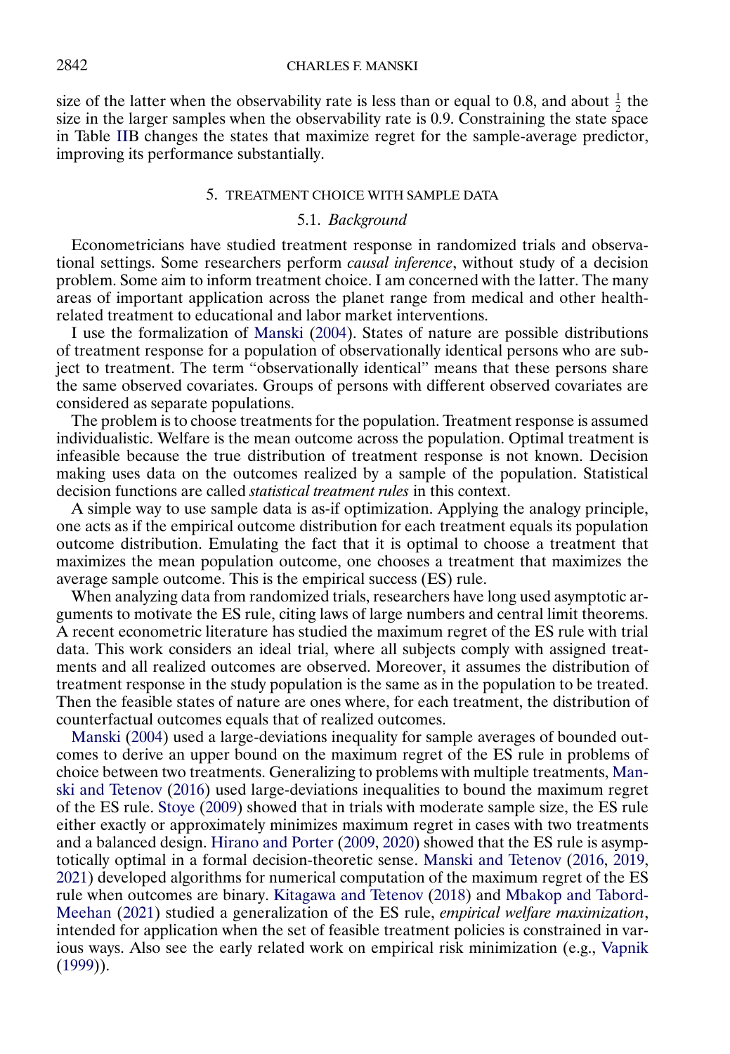size of the latter when the observability rate is less than or equal to 0.8, and about $\frac{1}{2}$ the size in the larger samples when the observability rate is 0.9. Constraining the state space in Table IIB changes the states that maximize regret for the sample-average predictor, improving its performance substantially.

## 5. TREATMENT CHOICE WITH SAMPLE DATA

### 5.1. *Background*

Econometricians have studied treatment response in randomized trials and observational settings. Some researchers perform *causal inference*, without study of a decision problem. Some aim to inform treatment choice. I am concerned with the latter. The many areas of important application across the planet range from medical and other health-related treatment to educational and labor market interventions.

I use the formalization of Manski (2004). States of nature are possible distributions of treatment response for a population of observationally identical persons who are subject to treatment. The term "observationally identical" means that these persons share the same observed covariates. Groups of persons with different observed covariates are considered as separate populations.

The problem is to choose treatments for the population. Treatment response is assumed individualistic. Welfare is the mean outcome across the population. Optimal treatment is infeasible because the true distribution of treatment response is not known. Decision making uses data on the outcomes realized by a sample of the population. Statistical decision functions are called *statistical treatment rules* in this context.

A simple way to use sample data is as-if optimization. Applying the analogy principle, one acts as if the empirical outcome distribution for each treatment equals its population outcome distribution. Emulating the fact that it is optimal to choose a treatment that maximizes the mean population outcome, one chooses a treatment that maximizes the average sample outcome. This is the empirical success (ES) rule.

When analyzing data from randomized trials, researchers have long used asymptotic arguments to motivate the ES rule, citing laws of large numbers and central limit theorems. A recent econometric literature has studied the maximum regret of the ES rule with trial data. This work considers an ideal trial, where all subjects comply with assigned treatments and all realized outcomes are observed. Moreover, it assumes the distribution of treatment response in the study population is the same as in the population to be treated. Then the feasible states of nature are ones where, for each treatment, the distribution of counterfactual outcomes equals that of realized outcomes.

Manski (2004) used a large-deviations inequality for sample averages of bounded outcomes to derive an upper bound on the maximum regret of the ES rule in problems of choice between two treatments. Generalizing to problems with multiple treatments, Manski and Tetenov (2016) used large-deviations inequalities to bound the maximum regret of the ES rule. Stoye (2009) showed that in trials with moderate sample size, the ES rule either exactly or approximately minimizes maximum regret in cases with two treatments and a balanced design. Hirano and Porter (2009, 2020) showed that the ES rule is asymptotically optimal in a formal decision-theoretic sense. Manski and Tetenov (2016, 2019, 2021) developed algorithms for numerical computation of the maximum regret of the ES rule when outcomes are binary. Kitagawa and Tetenov (2018) and Mbakop and Tabord-Meehan (2021) studied a generalization of the ES rule, *empirical welfare maximization*, intended for application when the set of feasible treatment policies is constrained in various ways. Also see the early related work on empirical risk minimization (e.g., Vapnik (1999)).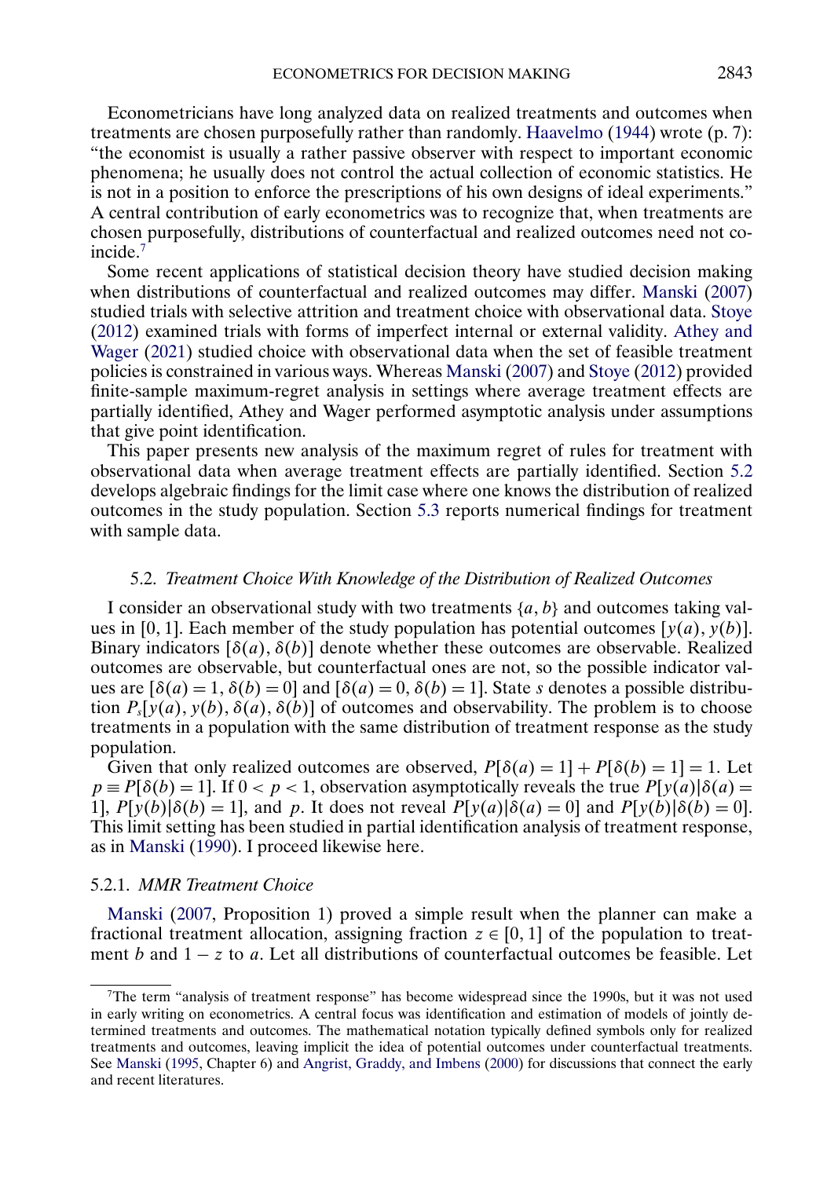Econometricians have long analyzed data on realized treatments and outcomes when treatments are chosen purposefully rather than randomly. Haavelmo (1944) wrote (p. 7): "the economist is usually a rather passive observer with respect to important economic phenomena; he usually does not control the actual collection of economic statistics. He is not in a position to enforce the prescriptions of his own designs of ideal experiments." A central contribution of early econometrics was to recognize that, when treatments are chosen purposefully, distributions of counterfactual and realized outcomes need not coincide.[7]

Some recent applications of statistical decision theory have studied decision making when distributions of counterfactual and realized outcomes may differ. Manski (2007) studied trials with selective attrition and treatment choice with observational data. Stoye (2012) examined trials with forms of imperfect internal or external validity. Athey and Wager (2021) studied choice with observational data when the set of feasible treatment policies is constrained in various ways. Whereas Manski (2007) and Stoye (2012) provided finite-sample maximum-regret analysis in settings where average treatment effects are partially identified, Athey and Wager performed asymptotic analysis under assumptions that give point identification.

This paper presents new analysis of the maximum regret of rules for treatment with observational data when average treatment effects are partially identified. Section 5.2 develops algebraic findings for the limit case where one knows the distribution of realized outcomes in the study population. Section 5.3 reports numerical findings for treatment with sample data.

## 5.2. *Treatment Choice With Knowledge of the Distribution of Realized Outcomes*

I consider an observational study with two treatments $\{a, b\}$ and outcomes taking values in $[0, 1]$. Each member of the study population has potential outcomes $[y(a), y(b)]$. Binary indicators $[\delta(a), \delta(b)]$ denote whether these outcomes are observable. Realized outcomes are observable, but counterfactual ones are not, so the possible indicator values are $[\delta(a) = 1, \delta(b) = 0]$ and $[\delta(a) = 0, \delta(b) = 1]$. State $s$ denotes a possible distribution $P_s[y(a), y(b), \delta(a), \delta(b)]$ of outcomes and observability. The problem is to choose treatments in a population with the same distribution of treatment response as the study population.

Given that only realized outcomes are observed, $P[\delta(a) = 1] + P[\delta(b) = 1] = 1$. Let $p \equiv P[\delta(b) = 1]$. If $0 < p < 1$, observation asymptotically reveals the true $P[y(a)|\delta(a) = 1]$, $P[y(b)|\delta(b) = 1]$, and $p$. It does not reveal $P[y(a)|\delta(a) = 0]$ and $P[y(b)|\delta(b) = 0]$. This limit setting has been studied in partial identification analysis of treatment response, as in Manski (1990). I proceed likewise here.

### 5.2.1. *MMR Treatment Choice*

Manski (2007, Proposition 1) proved a simple result when the planner can make a fractional treatment allocation, assigning fraction $z \in [0, 1]$ of the population to treatment $b$ and $1 - z$ to $a$. Let all distributions of counterfactual outcomes be feasible. Let

[7] The term "analysis of treatment response" has become widespread since the 1990s, but it was not used in early writing on econometrics. A central focus was identification and estimation of models of jointly determined treatments and outcomes. The mathematical notation typically defined symbols only for realized treatments and outcomes, leaving implicit the idea of potential outcomes under counterfactual treatments. See Manski (1995, Chapter 6) and Angrist, Graddy, and Imbens (2000) for discussions that connect the early and recent literatures.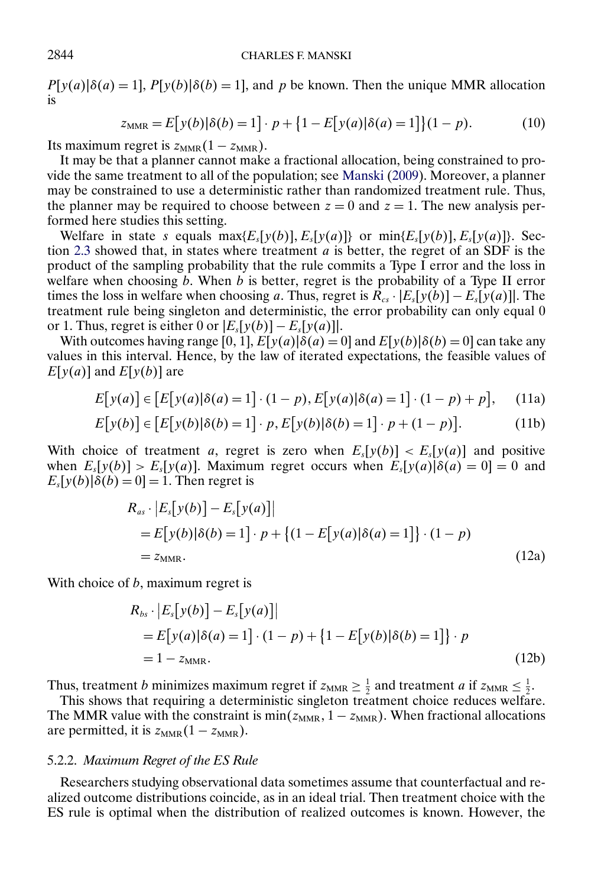$P[y(a)|\delta(a) = 1]$, $P[y(b)|\delta(b) = 1]$, and $p$ be known. Then the unique MMR allocation is

$$z_{\text{MMR}} = E\big[y(b)|\delta(b) = 1\big] \cdot p + \big\{1 - E\big[y(a)|\delta(a) = 1\big]\big\}(1 - p). \tag{10}$$

Its maximum regret is $z_{\text{MMR}}(1 - z_{\text{MMR}})$.

It may be that a planner cannot make a fractional allocation, being constrained to provide the same treatment to all of the population; see Manski (2009). Moreover, a planner may be constrained to use a deterministic rather than randomized treatment rule. Thus, the planner may be required to choose between $z = 0$ and $z = 1$. The new analysis performed here studies this setting.

Welfare in state $s$ equals $\max\{E_s[y(b)], E_s[y(a)]\}$ or $\min\{E_s[y(b)], E_s[y(a)]\}$. Section 2.3 showed that, in states where treatment $a$ is better, the regret of an SDF is the product of the sampling probability that the rule commits a Type I error and the loss in welfare when choosing $b$. When $b$ is better, regret is the probability of a Type II error times the loss in welfare when choosing $a$. Thus, regret is $R_{cs} \cdot |E_s[y(b)] - E_s[y(a)]|$. The treatment rule being singleton and deterministic, the error probability can only equal 0 or 1. Thus, regret is either 0 or $|E_s[y(b)] - E_s[y(a)]|$.

With outcomes having range $[0, 1]$, $E[y(a)|\delta(a) = 0]$ and $E[y(b)|\delta(b) = 0]$ can take any values in this interval. Hence, by the law of iterated expectations, the feasible values of $E[y(a)]$ and $E[y(b)]$ are

$$E\big[y(a)\big] \in \big[E\big[y(a)|\delta(a) = 1\big] \cdot (1 - p), E\big[y(a)|\delta(a) = 1\big] \cdot (1 - p) + p\big], \tag{11a}$$

$$E\big[y(b)\big] \in \big[E\big[y(b)|\delta(b) = 1\big] \cdot p, E\big[y(b)|\delta(b) = 1\big] \cdot p + (1 - p)\big]. \tag{11b}$$

With choice of treatment $a$, regret is zero when $E_s[y(b)] < E_s[y(a)]$ and positive when $E_s[y(b)] > E_s[y(a)]$. Maximum regret occurs when $E_s[y(a)|\delta(a) = 0] = 0$ and $E_s[y(b)|\delta(b) = 0] = 1$. Then regret is

$$\begin{aligned} &R_{as} \cdot \big|E_s\big[y(b)\big] - E_s\big[y(a)\big]\big| \\ &\quad = E\big[y(b)|\delta(b) = 1\big] \cdot p + \big\{(1 - E\big[y(a)|\delta(a) = 1\big]\big\} \cdot (1 - p) \\ &\quad = z_{\text{MMR}}. \end{aligned} \tag{12a}$$

With choice of $b$, maximum regret is

$$\begin{aligned} &R_{bs} \cdot \big|E_s\big[y(b)\big] - E_s\big[y(a)\big]\big| \\ &\quad = E\big[y(a)|\delta(a) = 1\big] \cdot (1 - p) + \big\{1 - E\big[y(b)|\delta(b) = 1\big]\big\} \cdot p \\ &\quad = 1 - z_{\text{MMR}}. \end{aligned} \tag{12b}$$

Thus, treatment $b$ minimizes maximum regret if $z_{\text{MMR}} \geq \frac{1}{2}$ and treatment $a$ if $z_{\text{MMR}} \leq \frac{1}{2}$.

This shows that requiring a deterministic singleton treatment choice reduces welfare. The MMR value with the constraint is $\min(z_{\text{MMR}}, 1 - z_{\text{MMR}})$. When fractional allocations are permitted, it is $z_{\text{MMR}}(1 - z_{\text{MMR}})$.

#### 5.2.2. *Maximum Regret of the ES Rule*

Researchers studying observational data sometimes assume that counterfactual and realized outcome distributions coincide, as in an ideal trial. Then treatment choice with the ES rule is optimal when the distribution of realized outcomes is known. However, the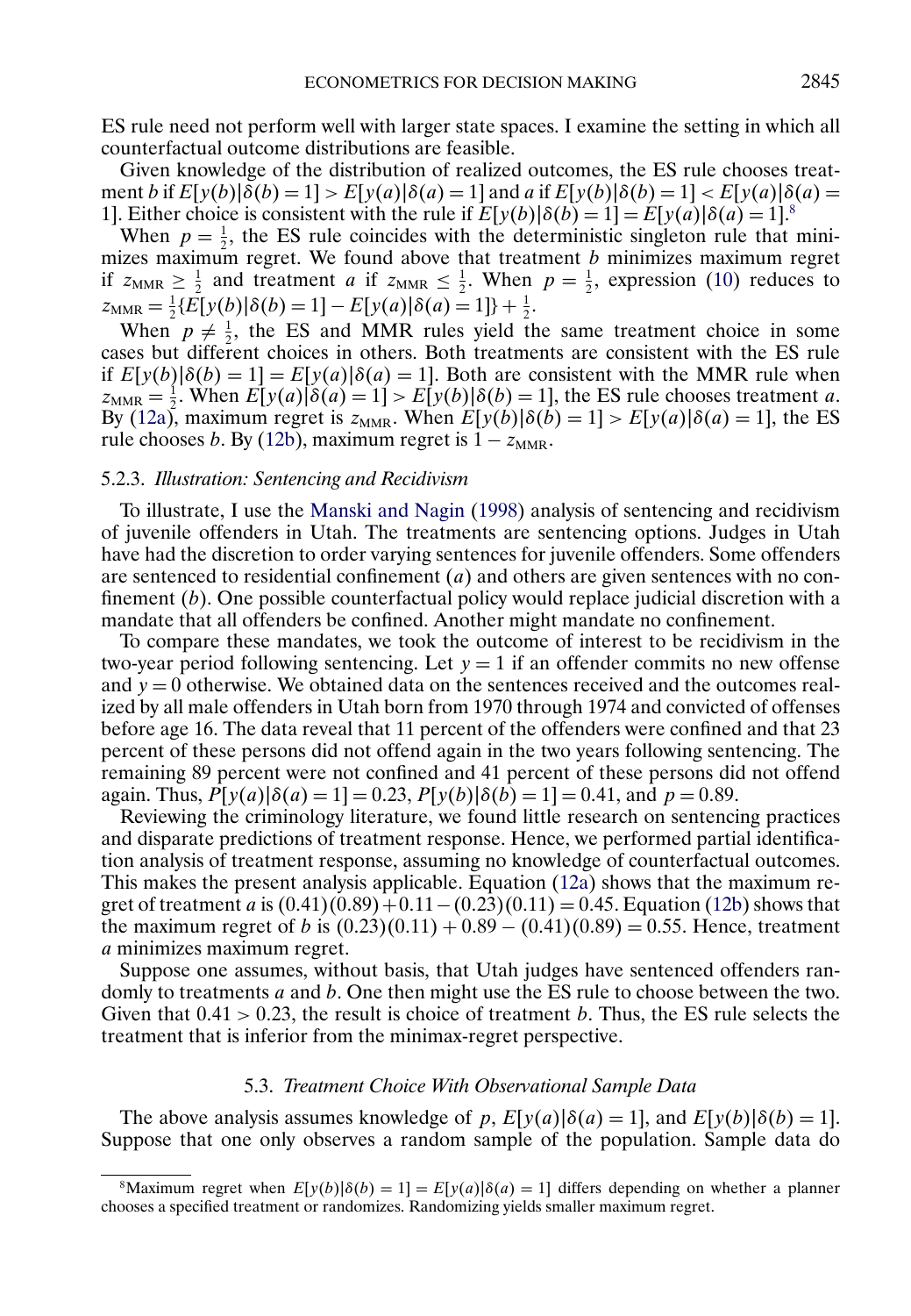ES rule need not perform well with larger state spaces. I examine the setting in which all counterfactual outcome distributions are feasible.

Given knowledge of the distribution of realized outcomes, the ES rule chooses treatment $b$ if $E[y(b)|\delta(b) = 1] > E[y(a)|\delta(a) = 1]$ and $a$ if $E[y(b)|\delta(b) = 1] < E[y(a)|\delta(a) = 1]$. Either choice is consistent with the rule if $E[y(b)|\delta(b) = 1] = E[y(a)|\delta(a) = 1]$.[8]

When $p = \frac{1}{2}$, the ES rule coincides with the deterministic singleton rule that minimizes maximum regret. We found above that treatment $b$ minimizes maximum regret if $z_{\text{MMR}} \geq \frac{1}{2}$ and treatment $a$ if $z_{\text{MMR}} \leq \frac{1}{2}$. When $p = \frac{1}{2}$, expression (10) reduces to $z_{\text{MMR}} = \frac{1}{2}\{E[y(b)|\delta(b) = 1] - E[y(a)|\delta(a) = 1]\} + \frac{1}{2}$.

When $p \neq \frac{1}{2}$, the ES and MMR rules yield the same treatment choice in some cases but different choices in others. Both treatments are consistent with the ES rule if $E[y(b)|\delta(b) = 1] = E[y(a)|\delta(a) = 1]$. Both are consistent with the MMR rule when $z_{\text{MMR}} = \frac{1}{2}$. When $E[y(a)|\delta(a) = 1] > E[y(b)|\delta(b) = 1]$, the ES rule chooses treatment $a$. By (12a), maximum regret is $z_{\text{MMR}}$. When $E[y(b)|\delta(b) = 1] > E[y(a)|\delta(a) = 1]$, the ES rule chooses $b$. By (12b), maximum regret is $1 - z_{\text{MMR}}$.

### 5.2.3. *Illustration: Sentencing and Recidivism*

To illustrate, I use the Manski and Nagin (1998) analysis of sentencing and recidivism of juvenile offenders in Utah. The treatments are sentencing options. Judges in Utah have had the discretion to order varying sentences for juvenile offenders. Some offenders are sentenced to residential confinement ($a$) and others are given sentences with no confinement ($b$). One possible counterfactual policy would replace judicial discretion with a mandate that all offenders be confined. Another might mandate no confinement.

To compare these mandates, we took the outcome of interest to be recidivism in the two-year period following sentencing. Let $y = 1$ if an offender commits no new offense and $y = 0$ otherwise. We obtained data on the sentences received and the outcomes realized by all male offenders in Utah born from 1970 through 1974 and convicted of offenses before age 16. The data reveal that 11 percent of the offenders were confined and that 23 percent of these persons did not offend again in the two years following sentencing. The remaining 89 percent were not confined and 41 percent of these persons did not offend again. Thus, $P[y(a)|\delta(a) = 1] = 0.23$, $P[y(b)|\delta(b) = 1] = 0.41$, and $p = 0.89$.

Reviewing the criminology literature, we found little research on sentencing practices and disparate predictions of treatment response. Hence, we performed partial identification analysis of treatment response, assuming no knowledge of counterfactual outcomes. This makes the present analysis applicable. Equation (12a) shows that the maximum regret of treatment $a$ is $(0.41)(0.89) + 0.11 - (0.23)(0.11) = 0.45$. Equation (12b) shows that the maximum regret of $b$ is $(0.23)(0.11) + 0.89 - (0.41)(0.89) = 0.55$. Hence, treatment $a$ minimizes maximum regret.

Suppose one assumes, without basis, that Utah judges have sentenced offenders randomly to treatments $a$ and $b$. One then might use the ES rule to choose between the two. Given that $0.41 > 0.23$, the result is choice of treatment $b$. Thus, the ES rule selects the treatment that is inferior from the minimax-regret perspective.

## 5.3. *Treatment Choice With Observational Sample Data*

The above analysis assumes knowledge of $p$, $E[y(a)|\delta(a) = 1]$, and $E[y(b)|\delta(b) = 1]$. Suppose that one only observes a random sample of the population. Sample data do

[8] Maximum regret when $E[y(b)|\delta(b) = 1] = E[y(a)|\delta(a) = 1]$ differs depending on whether a planner chooses a specified treatment or randomizes. Randomizing yields smaller maximum regret.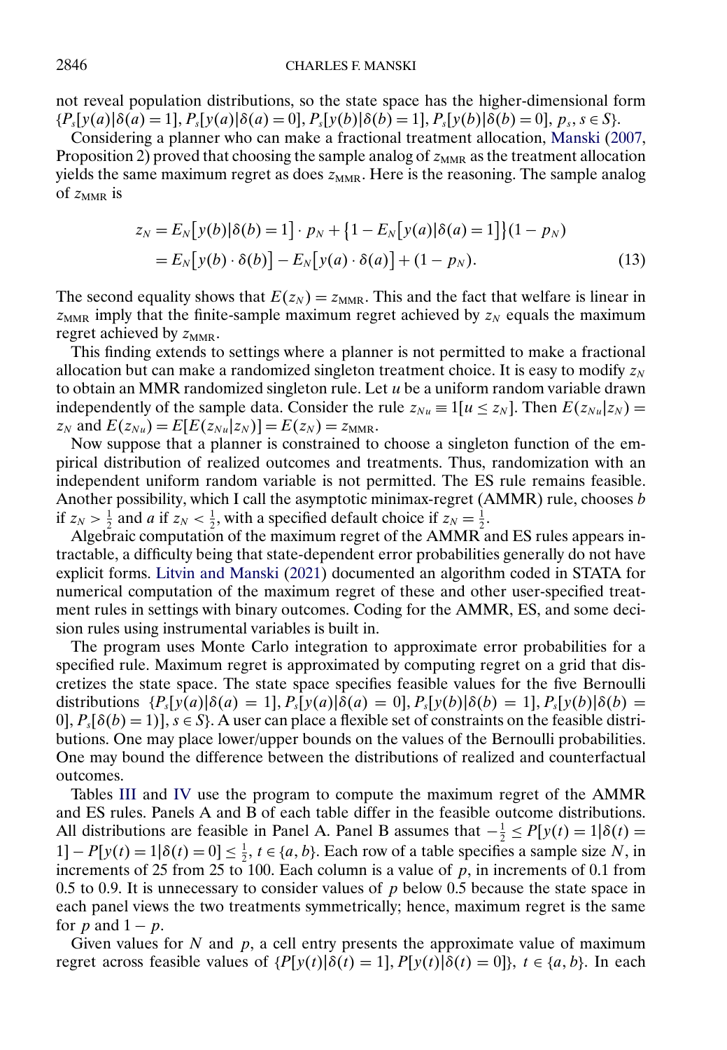not reveal population distributions, so the state space has the higher-dimensional form $\{P_s[y(a)|\delta(a)=1], P_s[y(a)|\delta(a)=0], P_s[y(b)|\delta(b)=1], P_s[y(b)|\delta(b)=0], p_s, s \in S\}$.

Considering a planner who can make a fractional treatment allocation, Manski (2007, Proposition 2) proved that choosing the sample analog of $z_{\text{MMR}}$ as the treatment allocation yields the same maximum regret as does $z_{\text{MMR}}$. Here is the reasoning. The sample analog of $z_{\text{MMR}}$ is

$$
\begin{aligned}
z_N &= E_N\big[y(b)|\delta(b)=1\big] \cdot p_N + \big\{1 - E_N\big[y(a)|\delta(a)=1\big]\big\}(1-p_N) \\
&= E_N\big[y(b) \cdot \delta(b)\big] - E_N\big[y(a) \cdot \delta(a)\big] + (1-p_N).
\end{aligned} \tag{13}
$$

The second equality shows that $E(z_N) = z_{\text{MMR}}$. This and the fact that welfare is linear in $z_{\text{MMR}}$ imply that the finite-sample maximum regret achieved by $z_N$ equals the maximum regret achieved by $z_{\text{MMR}}$.

This finding extends to settings where a planner is not permitted to make a fractional allocation but can make a randomized singleton treatment choice. It is easy to modify $z_N$ to obtain an MMR randomized singleton rule. Let $u$ be a uniform random variable drawn independently of the sample data. Consider the rule $z_{Nu} \equiv 1[u \le z_N]$. Then $E(z_{Nu}|z_N) = z_N$ and $E(z_{Nu}) = E[E(z_{Nu}|z_N)] = E(z_N) = z_{\text{MMR}}$.

Now suppose that a planner is constrained to choose a singleton function of the empirical distribution of realized outcomes and treatments. Thus, randomization with an independent uniform random variable is not permitted. The ES rule remains feasible. Another possibility, which I call the asymptotic minimax-regret (AMMR) rule, chooses $b$ if $z_N > \frac{1}{2}$ and $a$ if $z_N < \frac{1}{2}$, with a specified default choice if $z_N = \frac{1}{2}$.

Algebraic computation of the maximum regret of the AMMR and ES rules appears intractable, a difficulty being that state-dependent error probabilities generally do not have explicit forms. Litvin and Manski (2021) documented an algorithm coded in STATA for numerical computation of the maximum regret of these and other user-specified treatment rules in settings with binary outcomes. Coding for the AMMR, ES, and some decision rules using instrumental variables is built in.

The program uses Monte Carlo integration to approximate error probabilities for a specified rule. Maximum regret is approximated by computing regret on a grid that discretizes the state space. The state space specifies feasible values for the five Bernoulli distributions $\{P_s[y(a)|\delta(a)=1], P_s[y(a)|\delta(a)=0], P_s[y(b)|\delta(b)=1], P_s[y(b)|\delta(b)=0], P_s[\delta(b)=1)], s \in S\}$. A user can place a flexible set of constraints on the feasible distributions. One may place lower/upper bounds on the values of the Bernoulli probabilities. One may bound the difference between the distributions of realized and counterfactual outcomes.

Tables III and IV use the program to compute the maximum regret of the AMMR and ES rules. Panels A and B of each table differ in the feasible outcome distributions. All distributions are feasible in Panel A. Panel B assumes that $-\frac{1}{2} \le P[y(t)=1|\delta(t)=1] - P[y(t)=1|\delta(t)=0] \le \frac{1}{2}$, $t \in \{a, b\}$. Each row of a table specifies a sample size $N$, in increments of 25 from 25 to 100. Each column is a value of $p$, in increments of 0.1 from 0.5 to 0.9. It is unnecessary to consider values of $p$ below 0.5 because the state space in each panel views the two treatments symmetrically; hence, maximum regret is the same for $p$ and $1-p$.

Given values for $N$ and $p$, a cell entry presents the approximate value of maximum regret across feasible values of $\{P[y(t)|\delta(t)=1], P[y(t)|\delta(t)=0]\}$, $t \in \{a, b\}$. In each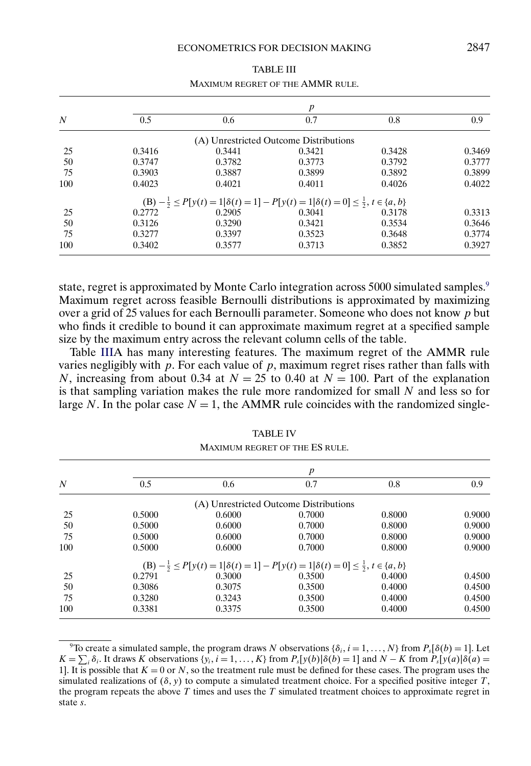TABLE III

MAXIMUM REGRET OF THE AMMR RULE.

| $N$ | $p$ | | | | |
|---|---|---|---|---|---|
| | 0.5 | 0.6 | 0.7 | 0.8 | 0.9 |
| | (A) Unrestricted Outcome Distributions | | | | |
| 25 | 0.3416 | 0.3441 | 0.3421 | 0.3428 | 0.3469 |
| 50 | 0.3747 | 0.3782 | 0.3773 | 0.3792 | 0.3777 |
| 75 | 0.3903 | 0.3887 | 0.3899 | 0.3892 | 0.3899 |
| 100 | 0.4023 | 0.4021 | 0.4011 | 0.4026 | 0.4022 |
| | (B) $-\frac{1}{2} \leq P[y(t) = 1 \vert \delta(t) = 1] - P[y(t) = 1 \vert \delta(t) = 0] \leq \frac{1}{2}$, $t \in \{a, b\}$ | | | | |
| 25 | 0.2772 | 0.2905 | 0.3041 | 0.3178 | 0.3313 |
| 50 | 0.3126 | 0.3290 | 0.3421 | 0.3534 | 0.3646 |
| 75 | 0.3277 | 0.3397 | 0.3523 | 0.3648 | 0.3774 |
| 100 | 0.3402 | 0.3577 | 0.3713 | 0.3852 | 0.3927 |

state, regret is approximated by Monte Carlo integration across 5000 simulated samples.[9] Maximum regret across feasible Bernoulli distributions is approximated by maximizing over a grid of 25 values for each Bernoulli parameter. Someone who does not know $p$ but who finds it credible to bound it can approximate maximum regret at a specified sample size by the maximum entry across the relevant column cells of the table.

Table IIIA has many interesting features. The maximum regret of the AMMR rule varies negligibly with $p$. For each value of $p$, maximum regret rises rather than falls with $N$, increasing from about 0.34 at $N = 25$ to 0.40 at $N = 100$. Part of the explanation is that sampling variation makes the rule more randomized for small $N$ and less so for large $N$. In the polar case $N = 1$, the AMMR rule coincides with the randomized single-

TABLE IV

MAXIMUM REGRET OF THE ES RULE.

| $N$ | $p$ | | | | |
|---|---|---|---|---|---|
| | 0.5 | 0.6 | 0.7 | 0.8 | 0.9 |
| | (A) Unrestricted Outcome Distributions | | | | |
| 25 | 0.5000 | 0.6000 | 0.7000 | 0.8000 | 0.9000 |
| 50 | 0.5000 | 0.6000 | 0.7000 | 0.8000 | 0.9000 |
| 75 | 0.5000 | 0.6000 | 0.7000 | 0.8000 | 0.9000 |
| 100 | 0.5000 | 0.6000 | 0.7000 | 0.8000 | 0.9000 |
| | (B) $-\frac{1}{2} \leq P[y(t) = 1 \vert \delta(t) = 1] - P[y(t) = 1 \vert \delta(t) = 0] \leq \frac{1}{2}$, $t \in \{a, b\}$ | | | | |
| 25 | 0.2791 | 0.3000 | 0.3500 | 0.4000 | 0.4500 |
| 50 | 0.3086 | 0.3075 | 0.3500 | 0.4000 | 0.4500 |
| 75 | 0.3280 | 0.3243 | 0.3500 | 0.4000 | 0.4500 |
| 100 | 0.3381 | 0.3375 | 0.3500 | 0.4000 | 0.4500 |

[9] To create a simulated sample, the program draws $N$ observations $\{\delta_i, i = 1, \dots, N\}$ from $P_s[\delta(b) = 1]$. Let $K = \sum_i \delta_i$. It draws $K$ observations $\{y_i, i = 1, \dots, K\}$ from $P_s[y(b)|\delta(b) = 1]$ and $N - K$ from $P_s[y(a)|\delta(a) = 1]$. It is possible that $K = 0$ or $N$, so the treatment rule must be defined for these cases. The program uses the simulated realizations of $(\delta, y)$ to compute a simulated treatment choice. For a specified positive integer $T$, the program repeats the above $T$ times and uses the $T$ simulated treatment choices to approximate regret in state $s$.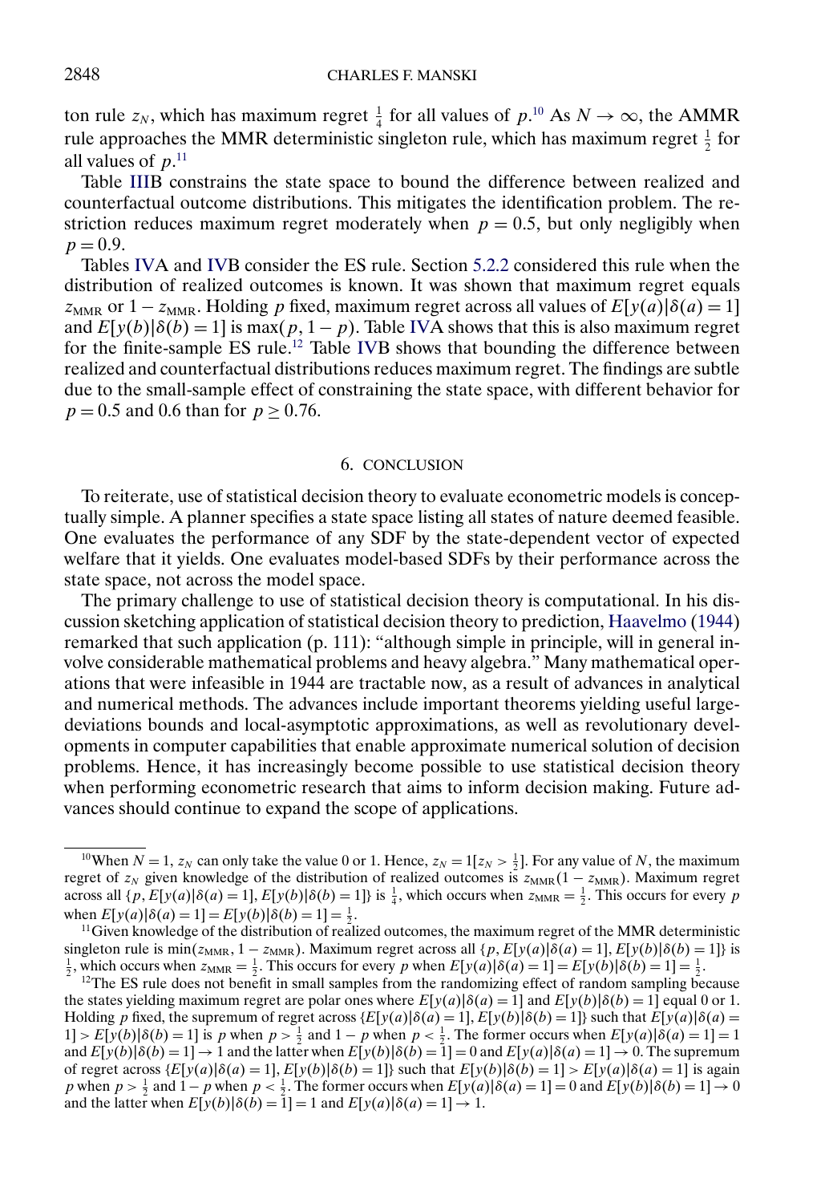ton rule $z_N$, which has maximum regret $\frac{1}{4}$ for all values of $p$.[10] As $N \to \infty$, the AMMR rule approaches the MMR deterministic singleton rule, which has maximum regret $\frac{1}{2}$ for all values of $p$.[11]

Table IIIB constrains the state space to bound the difference between realized and counterfactual outcome distributions. This mitigates the identification problem. The restriction reduces maximum regret moderately when $p = 0.5$, but only negligibly when $p = 0.9$.

Tables IVA and IVB consider the ES rule. Section 5.2.2 considered this rule when the distribution of realized outcomes is known. It was shown that maximum regret equals $z_{\text{MMR}}$ or $1 - z_{\text{MMR}}$. Holding $p$ fixed, maximum regret across all values of $E[y(a)|\delta(a) = 1]$ and $E[y(b)|\delta(b) = 1]$ is $\max(p, 1 - p)$. Table IVA shows that this is also maximum regret for the finite-sample ES rule.[12] Table IVB shows that bounding the difference between realized and counterfactual distributions reduces maximum regret. The findings are subtle due to the small-sample effect of constraining the state space, with different behavior for $p = 0.5$ and 0.6 than for $p \geq 0.76$.

## 6. CONCLUSION

To reiterate, use of statistical decision theory to evaluate econometric models is conceptually simple. A planner specifies a state space listing all states of nature deemed feasible. One evaluates the performance of any SDF by the state-dependent vector of expected welfare that it yields. One evaluates model-based SDFs by their performance across the state space, not across the model space.

The primary challenge to use of statistical decision theory is computational. In his discussion sketching application of statistical decision theory to prediction, Haavelmo (1944) remarked that such application (p. 111): "although simple in principle, will in general involve considerable mathematical problems and heavy algebra." Many mathematical operations that were infeasible in 1944 are tractable now, as a result of advances in analytical and numerical methods. The advances include important theorems yielding useful large-deviations bounds and local-asymptotic approximations, as well as revolutionary developments in computer capabilities that enable approximate numerical solution of decision problems. Hence, it has increasingly become possible to use statistical decision theory when performing econometric research that aims to inform decision making. Future advances should continue to expand the scope of applications.

---

[10] When $N = 1$, $z_N$ can only take the value 0 or 1. Hence, $z_N = 1[z_N > \frac{1}{2}]$. For any value of $N$, the maximum regret of $z_N$ given knowledge of the distribution of realized outcomes is $z_{\text{MMR}}(1 - z_{\text{MMR}})$. Maximum regret across all $\{p, E[y(a)|\delta(a) = 1], E[y(b)|\delta(b) = 1]\}$ is $\frac{1}{4}$, which occurs when $z_{\text{MMR}} = \frac{1}{2}$. This occurs for every $p$ when $E[y(a)|\delta(a) = 1] = E[y(b)|\delta(b) = 1] = \frac{1}{2}$.

[11] Given knowledge of the distribution of realized outcomes, the maximum regret of the MMR deterministic singleton rule is $\min(z_{\text{MMR}}, 1 - z_{\text{MMR}})$. Maximum regret across all $\{p, E[y(a)|\delta(a) = 1], E[y(b)|\delta(b) = 1]\}$ is $\frac{1}{2}$, which occurs when $z_{\text{MMR}} = \frac{1}{2}$. This occurs for every $p$ when $E[y(a)|\delta(a) = 1] = E[y(b)|\delta(b) = 1] = \frac{1}{2}$.

[12] The ES rule does not benefit in small samples from the randomizing effect of random sampling because the states yielding maximum regret are polar ones where $E[y(a)|\delta(a) = 1]$ and $E[y(b)|\delta(b) = 1]$ equal 0 or 1. Holding $p$ fixed, the supremum of regret across $\{E[y(a)|\delta(a) = 1], E[y(b)|\delta(b) = 1]\}$ such that $E[y(a)|\delta(a) = 1] > E[y(b)|\delta(b) = 1]$ is $p$ when $p > \frac{1}{2}$ and $1 - p$ when $p < \frac{1}{2}$. The former occurs when $E[y(a)|\delta(a) = 1] = 1$ and $E[y(b)|\delta(b) = 1] \to 1$ and the latter when $E[y(b)|\delta(b) = 1] = 0$ and $E[y(a)|\delta(a) = 1] \to 0$. The supremum of regret across $\{E[y(a)|\delta(a) = 1], E[y(b)|\delta(b) = 1]\}$ such that $E[y(b)|\delta(b) = 1] > E[y(a)|\delta(a) = 1]$ is again $p$ when $p > \frac{1}{2}$ and $1 - p$ when $p < \frac{1}{2}$. The former occurs when $E[y(a)|\delta(a) = 1] = 0$ and $E[y(b)|\delta(b) = 1] \to 0$ and the latter when $E[y(b)|\delta(b) = 1] = 1$ and $E[y(a)|\delta(a) = 1] \to 1$.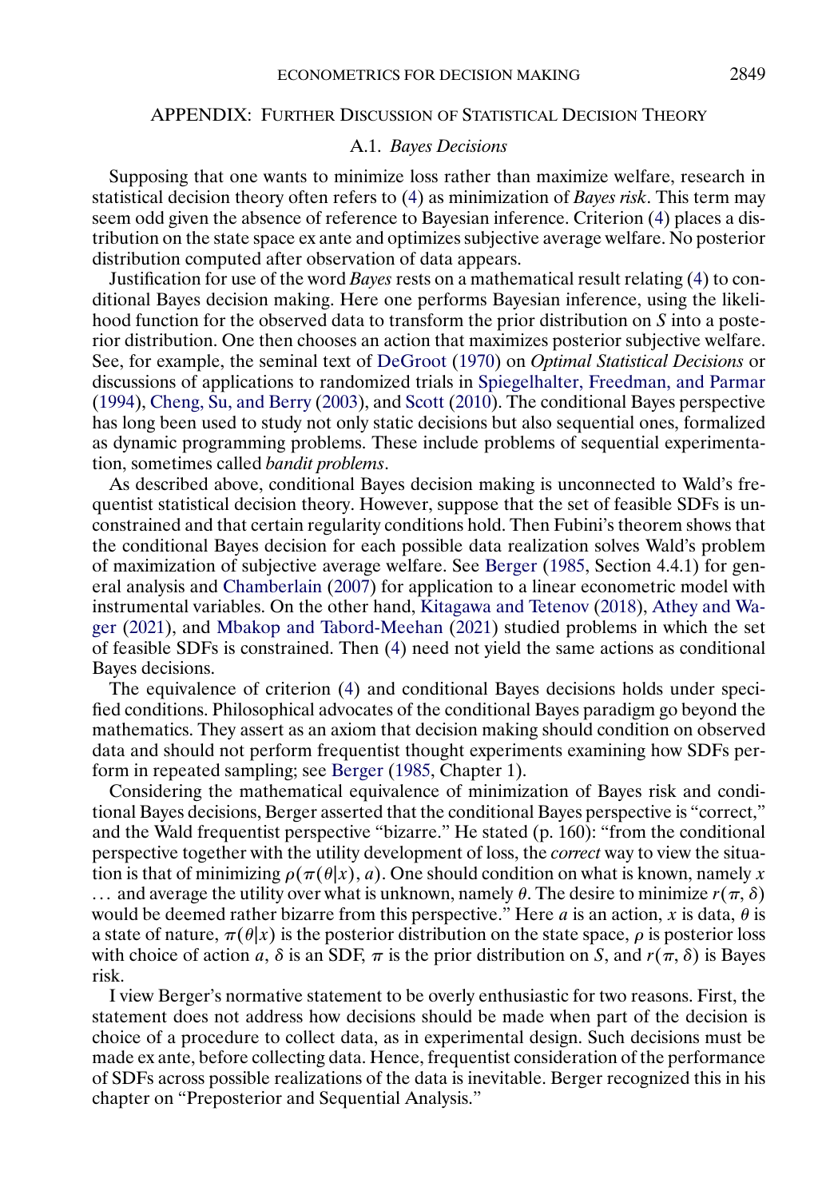## APPENDIX: Further Discussion of Statistical Decision Theory

### A.1. *Bayes Decisions*

Supposing that one wants to minimize loss rather than maximize welfare, research in statistical decision theory often refers to (4) as minimization of *Bayes risk*. This term may seem odd given the absence of reference to Bayesian inference. Criterion (4) places a distribution on the state space ex ante and optimizes subjective average welfare. No posterior distribution computed after observation of data appears.

Justification for use of the word *Bayes* rests on a mathematical result relating (4) to conditional Bayes decision making. Here one performs Bayesian inference, using the likelihood function for the observed data to transform the prior distribution on $S$ into a posterior distribution. One then chooses an action that maximizes posterior subjective welfare. See, for example, the seminal text of DeGroot (1970) on *Optimal Statistical Decisions* or discussions of applications to randomized trials in Spiegelhalter, Freedman, and Parmar (1994), Cheng, Su, and Berry (2003), and Scott (2010). The conditional Bayes perspective has long been used to study not only static decisions but also sequential ones, formalized as dynamic programming problems. These include problems of sequential experimentation, sometimes called *bandit problems*.

As described above, conditional Bayes decision making is unconnected to Wald's frequentist statistical decision theory. However, suppose that the set of feasible SDFs is unconstrained and that certain regularity conditions hold. Then Fubini's theorem shows that the conditional Bayes decision for each possible data realization solves Wald's problem of maximization of subjective average welfare. See Berger (1985, Section 4.4.1) for general analysis and Chamberlain (2007) for application to a linear econometric model with instrumental variables. On the other hand, Kitagawa and Tetenov (2018), Athey and Wager (2021), and Mbakop and Tabord-Meehan (2021) studied problems in which the set of feasible SDFs is constrained. Then (4) need not yield the same actions as conditional Bayes decisions.

The equivalence of criterion (4) and conditional Bayes decisions holds under specified conditions. Philosophical advocates of the conditional Bayes paradigm go beyond the mathematics. They assert as an axiom that decision making should condition on observed data and should not perform frequentist thought experiments examining how SDFs perform in repeated sampling; see Berger (1985, Chapter 1).

Considering the mathematical equivalence of minimization of Bayes risk and conditional Bayes decisions, Berger asserted that the conditional Bayes perspective is "correct," and the Wald frequentist perspective "bizarre." He stated (p. 160): "from the conditional perspective together with the utility development of loss, the *correct* way to view the situation is that of minimizing $\rho(\pi(\theta|x), a)$. One should condition on what is known, namely $x$ ... and average the utility over what is unknown, namely $\theta$. The desire to minimize $r(\pi, \delta)$ would be deemed rather bizarre from this perspective." Here $a$ is an action, $x$ is data, $\theta$ is a state of nature, $\pi(\theta|x)$ is the posterior distribution on the state space, $\rho$ is posterior loss with choice of action $a$, $\delta$ is an SDF, $\pi$ is the prior distribution on $S$, and $r(\pi, \delta)$ is Bayes risk.

I view Berger's normative statement to be overly enthusiastic for two reasons. First, the statement does not address how decisions should be made when part of the decision is choice of a procedure to collect data, as in experimental design. Such decisions must be made ex ante, before collecting data. Hence, frequentist consideration of the performance of SDFs across possible realizations of the data is inevitable. Berger recognized this in his chapter on "Preposterior and Sequential Analysis."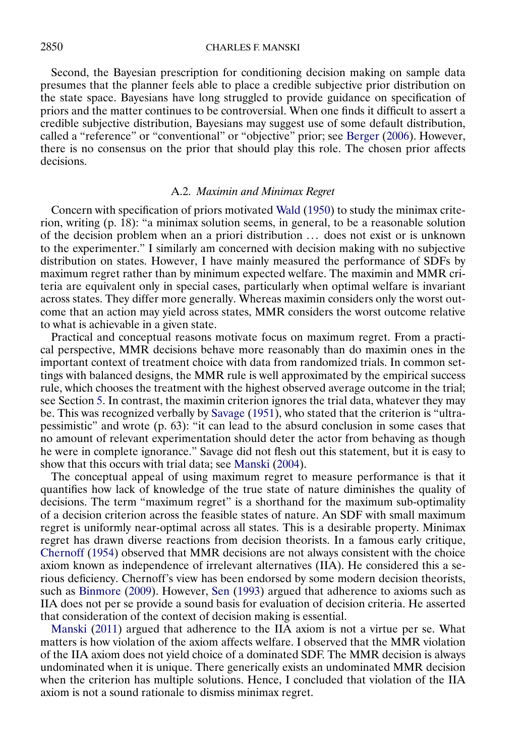Second, the Bayesian prescription for conditioning decision making on sample data presumes that the planner feels able to place a credible subjective prior distribution on the state space. Bayesians have long struggled to provide guidance on specification of priors and the matter continues to be controversial. When one finds it difficult to assert a credible subjective distribution, Bayesians may suggest use of some default distribution, called a "reference" or "conventional" or "objective" prior; see Berger (2006). However, there is no consensus on the prior that should play this role. The chosen prior affects decisions.

### A.2. *Maximin and Minimax Regret*

Concern with specification of priors motivated Wald (1950) to study the minimax criterion, writing (p. 18): "a minimax solution seems, in general, to be a reasonable solution of the decision problem when an a priori distribution ... does not exist or is unknown to the experimenter." I similarly am concerned with decision making with no subjective distribution on states. However, I have mainly measured the performance of SDFs by maximum regret rather than by minimum expected welfare. The maximin and MMR criteria are equivalent only in special cases, particularly when optimal welfare is invariant across states. They differ more generally. Whereas maximin considers only the worst outcome that an action may yield across states, MMR considers the worst outcome relative to what is achievable in a given state.

Practical and conceptual reasons motivate focus on maximum regret. From a practical perspective, MMR decisions behave more reasonably than do maximin ones in the important context of treatment choice with data from randomized trials. In common settings with balanced designs, the MMR rule is well approximated by the empirical success rule, which chooses the treatment with the highest observed average outcome in the trial; see Section 5. In contrast, the maximin criterion ignores the trial data, whatever they may be. This was recognized verbally by Savage (1951), who stated that the criterion is "ultra-pessimistic" and wrote (p. 63): "it can lead to the absurd conclusion in some cases that no amount of relevant experimentation should deter the actor from behaving as though he were in complete ignorance." Savage did not flesh out this statement, but it is easy to show that this occurs with trial data; see Manski (2004).

The conceptual appeal of using maximum regret to measure performance is that it quantifies how lack of knowledge of the true state of nature diminishes the quality of decisions. The term "maximum regret" is a shorthand for the maximum sub-optimality of a decision criterion across the feasible states of nature. An SDF with small maximum regret is uniformly near-optimal across all states. This is a desirable property. Minimax regret has drawn diverse reactions from decision theorists. In a famous early critique, Chernoff (1954) observed that MMR decisions are not always consistent with the choice axiom known as independence of irrelevant alternatives (IIA). He considered this a serious deficiency. Chernoff's view has been endorsed by some modern decision theorists, such as Binmore (2009). However, Sen (1993) argued that adherence to axioms such as IIA does not per se provide a sound basis for evaluation of decision criteria. He asserted that consideration of the context of decision making is essential.

Manski (2011) argued that adherence to the IIA axiom is not a virtue per se. What matters is how violation of the axiom affects welfare. I observed that the MMR violation of the IIA axiom does not yield choice of a dominated SDF. The MMR decision is always undominated when it is unique. There generically exists an undominated MMR decision when the criterion has multiple solutions. Hence, I concluded that violation of the IIA axiom is not a sound rationale to dismiss minimax regret.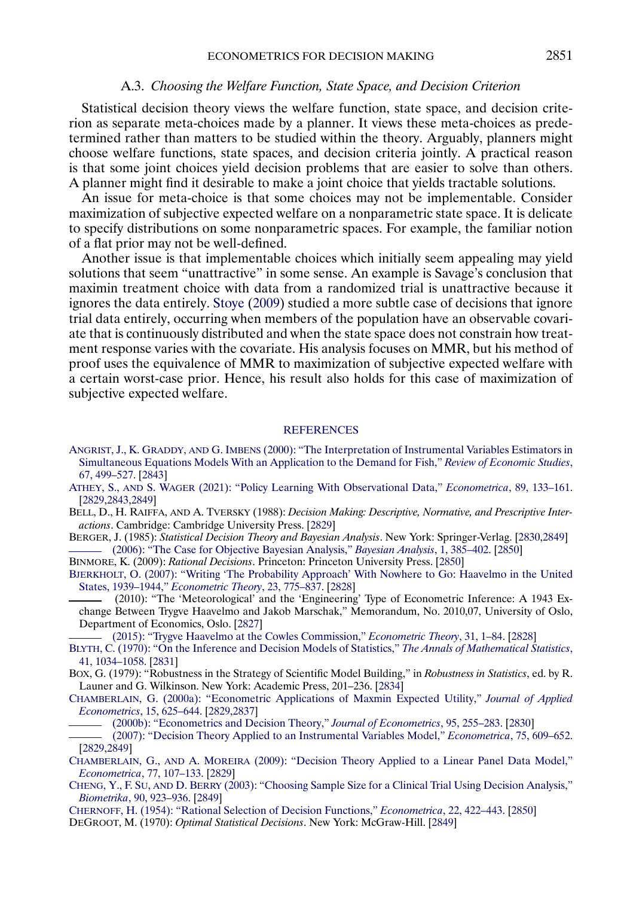### A.3. *Choosing the Welfare Function, State Space, and Decision Criterion*

Statistical decision theory views the welfare function, state space, and decision criterion as separate meta-choices made by a planner. It views these meta-choices as predetermined rather than matters to be studied within the theory. Arguably, planners might choose welfare functions, state spaces, and decision criteria jointly. A practical reason is that some joint choices yield decision problems that are easier to solve than others. A planner might find it desirable to make a joint choice that yields tractable solutions.

An issue for meta-choice is that some choices may not be implementable. Consider maximization of subjective expected welfare on a nonparametric state space. It is delicate to specify distributions on some nonparametric spaces. For example, the familiar notion of a flat prior may not be well-defined.

Another issue is that implementable choices which initially seem appealing may yield solutions that seem "unattractive" in some sense. An example is Savage's conclusion that maximin treatment choice with data from a randomized trial is unattractive because it ignores the data entirely. Stoye (2009) studied a more subtle case of decisions that ignore trial data entirely, occurring when members of the population have an observable covariate that is continuously distributed and when the state space does not constrain how treatment response varies with the covariate. His analysis focuses on MMR, but his method of proof uses the equivalence of MMR to maximization of subjective expected welfare with a certain worst-case prior. Hence, his result also holds for this case of maximization of subjective expected welfare.

## REFERENCES

ANGRIST, J., K. GRADDY, AND G. IMBENS (2000): "The Interpretation of Instrumental Variables Estimators in Simultaneous Equations Models With an Application to the Demand for Fish," *Review of Economic Studies*, 67, 499–527. [2843]

ATHEY, S., AND S. WAGER (2021): "Policy Learning With Observational Data," *Econometrica*, 89, 133–161. [2829,2843,2849]

BELL, D., H. RAIFFA, AND A. TVERSKY (1988): *Decision Making: Descriptive, Normative, and Prescriptive Interactions*. Cambridge: Cambridge University Press. [2829]

BERGER, J. (1985): *Statistical Decision Theory and Bayesian Analysis*. New York: Springer-Verlag. [2830,2849]

——— (2006): "The Case for Objective Bayesian Analysis," *Bayesian Analysis*, 1, 385–402. [2850]

BINMORE, K. (2009): *Rational Decisions*. Princeton: Princeton University Press. [2850]

BJERKHOLT, O. (2007): "Writing 'The Probability Approach' With Nowhere to Go: Haavelmo in the United States, 1939–1944," *Econometric Theory*, 23, 775–837. [2828]

——— (2010): "The 'Meteorological' and the 'Engineering' Type of Econometric Inference: A 1943 Exchange Between Trygve Haavelmo and Jakob Marschak," Memorandum, No. 2010,07, University of Oslo, Department of Economics, Oslo. [2827]

——— (2015): "Trygve Haavelmo at the Cowles Commission," *Econometric Theory*, 31, 1–84. [2828]

BLYTH, C. (1970): "On the Inference and Decision Models of Statistics," *The Annals of Mathematical Statistics*, 41, 1034–1058. [2831]

BOX, G. (1979): "Robustness in the Strategy of Scientific Model Building," in *Robustness in Statistics*, ed. by R. Launer and G. Wilkinson. New York: Academic Press, 201–236. [2834]

CHAMBERLAIN, G. (2000a): "Econometric Applications of Maxmin Expected Utility," *Journal of Applied Econometrics*, 15, 625–644. [2829,2837]

——— (2000b): "Econometrics and Decision Theory," *Journal of Econometrics*, 95, 255–283. [2830]

——— (2007): "Decision Theory Applied to an Instrumental Variables Model," *Econometrica*, 75, 609–652. [2829,2849]

CHAMBERLAIN, G., AND A. MOREIRA (2009): "Decision Theory Applied to a Linear Panel Data Model," *Econometrica*, 77, 107–133. [2829]

CHENG, Y., F. SU, AND D. BERRY (2003): "Choosing Sample Size for a Clinical Trial Using Decision Analysis," *Biometrika*, 90, 923–936. [2849]

CHERNOFF, H. (1954): "Rational Selection of Decision Functions," *Econometrica*, 22, 422–443. [2850]

DEGROOT, M. (1970): *Optimal Statistical Decisions*. New York: McGraw-Hill. [2849]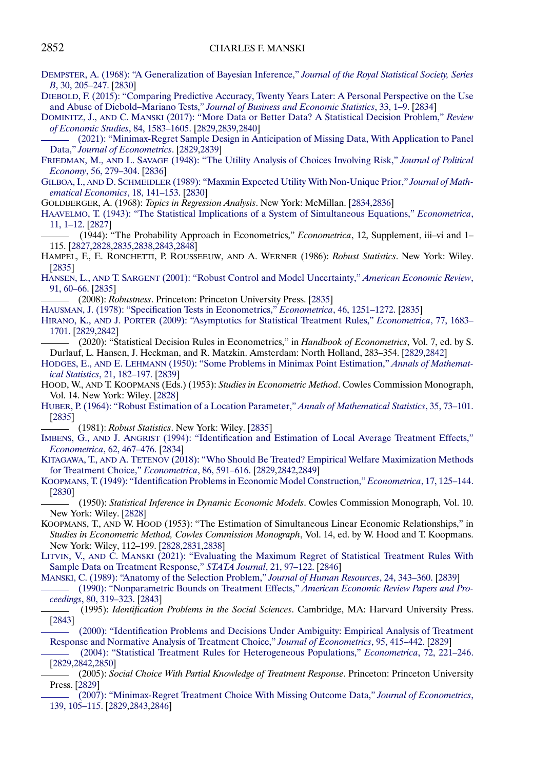DEMPSTER, A. (1968): "A Generalization of Bayesian Inference," *Journal of the Royal Statistical Society, Series B*, 30, 205–247. [2830]

DIEBOLD, F. (2015): "Comparing Predictive Accuracy, Twenty Years Later: A Personal Perspective on the Use and Abuse of Diebold–Mariano Tests," *Journal of Business and Economic Statistics*, 33, 1–9. [2834]

DOMINITZ, J., AND C. MANSKI (2017): "More Data or Better Data? A Statistical Decision Problem," *Review of Economic Studies*, 84, 1583–1605. [2829,2839,2840]

——— (2021): "Minimax-Regret Sample Design in Anticipation of Missing Data, With Application to Panel Data," *Journal of Econometrics*. [2829,2839]

FRIEDMAN, M., AND L. SAVAGE (1948): "The Utility Analysis of Choices Involving Risk," *Journal of Political Economy*, 56, 279–304. [2836]

GILBOA, I., AND D. SCHMEIDLER (1989): "Maxmin Expected Utility With Non-Unique Prior," *Journal of Mathematical Economics*, 18, 141–153. [2830]

GOLDBERGER, A. (1968): *Topics in Regression Analysis*. New York: McMillan. [2834,2836]

HAAVELMO, T. (1943): "The Statistical Implications of a System of Simultaneous Equations," *Econometrica*, 11, 1–12. [2827]

——— (1944): "The Probability Approach in Econometrics," *Econometrica*, 12, Supplement, iii–vi and 1–115. [2827,2828,2835,2838,2843,2848]

HAMPEL, F., E. RONCHETTI, P. ROUSSEEUW, AND A. WERNER (1986): *Robust Statistics*. New York: Wiley. [2835]

HANSEN, L., AND T. SARGENT (2001): "Robust Control and Model Uncertainty," *American Economic Review*, 91, 60–66. [2835]

——— (2008): *Robustness*. Princeton: Princeton University Press. [2835]

HAUSMAN, J. (1978): "Specification Tests in Econometrics," *Econometrica*, 46, 1251–1272. [2835]

HIRANO, K., AND J. PORTER (2009): "Asymptotics for Statistical Treatment Rules," *Econometrica*, 77, 1683–1701. [2829,2842]

——— (2020): "Statistical Decision Rules in Econometrics," in *Handbook of Econometrics*, Vol. 7, ed. by S. Durlauf, L. Hansen, J. Heckman, and R. Matzkin. Amsterdam: North Holland, 283–354. [2829,2842]

HODGES, E., AND E. LEHMANN (1950): "Some Problems in Minimax Point Estimation," *Annals of Mathematical Statistics*, 21, 182–197. [2839]

HOOD, W., AND T. KOOPMANS (Eds.) (1953): *Studies in Econometric Method*. Cowles Commission Monograph, Vol. 14. New York: Wiley. [2828]

HUBER, P. (1964): "Robust Estimation of a Location Parameter," *Annals of Mathematical Statistics*, 35, 73–101. [2835]

——— (1981): *Robust Statistics*. New York: Wiley. [2835]

IMBENS, G., AND J. ANGRIST (1994): "Identification and Estimation of Local Average Treatment Effects," *Econometrica*, 62, 467–476. [2834]

KITAGAWA, T., AND A. TETENOV (2018): "Who Should Be Treated? Empirical Welfare Maximization Methods for Treatment Choice," *Econometrica*, 86, 591–616. [2829,2842,2849]

KOOPMANS, T. (1949): "Identification Problems in Economic Model Construction," *Econometrica*, 17, 125–144. [2830]

——— (1950): *Statistical Inference in Dynamic Economic Models*. Cowles Commission Monograph, Vol. 10. New York: Wiley. [2828]

KOOPMANS, T., AND W. HOOD (1953): "The Estimation of Simultaneous Linear Economic Relationships," in *Studies in Econometric Method, Cowles Commission Monograph*, Vol. 14, ed. by W. Hood and T. Koopmans. New York: Wiley, 112–199. [2828,2831,2838]

LITVIN, V., AND C. MANSKI (2021): "Evaluating the Maximum Regret of Statistical Treatment Rules With Sample Data on Treatment Response," *STATA Journal*, 21, 97–122. [2846]

MANSKI, C. (1989): "Anatomy of the Selection Problem," *Journal of Human Resources*, 24, 343–360. [2839]

——— (1990): "Nonparametric Bounds on Treatment Effects," *American Economic Review Papers and Proceedings*, 80, 319–323. [2843]

——— (1995): *Identification Problems in the Social Sciences*. Cambridge, MA: Harvard University Press. [2843]

——— (2000): "Identification Problems and Decisions Under Ambiguity: Empirical Analysis of Treatment Response and Normative Analysis of Treatment Choice," *Journal of Econometrics*, 95, 415–442. [2829]

——— (2004): "Statistical Treatment Rules for Heterogeneous Populations," *Econometrica*, 72, 221–246. [2829,2842,2850]

——— (2005): *Social Choice With Partial Knowledge of Treatment Response*. Princeton: Princeton University Press. [2829]

——— (2007): "Minimax-Regret Treatment Choice With Missing Outcome Data," *Journal of Econometrics*, 139, 105–115. [2829,2843,2846]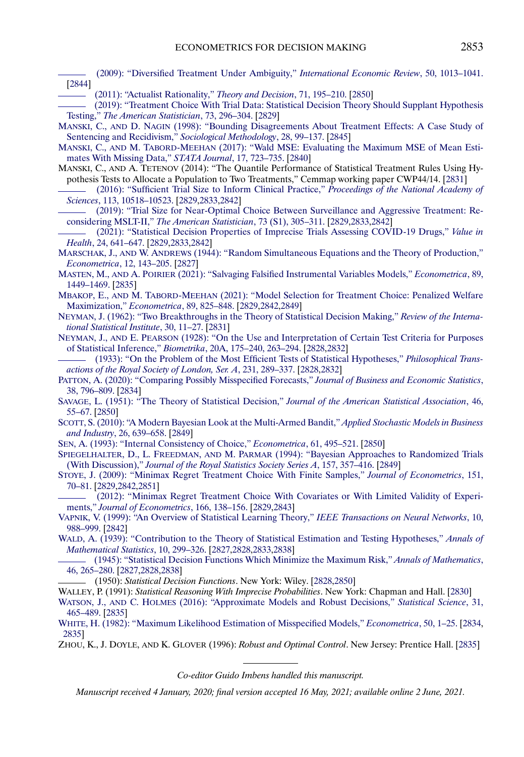——— (2009): "Diversified Treatment Under Ambiguity," *International Economic Review*, 50, 1013–1041. [2844]

——— (2011): "Actualist Rationality," *Theory and Decision*, 71, 195–210. [2850]

——— (2019): "Treatment Choice With Trial Data: Statistical Decision Theory Should Supplant Hypothesis Testing," *The American Statistician*, 73, 296–304. [2829]

MANSKI, C., AND D. NAGIN (1998): "Bounding Disagreements About Treatment Effects: A Case Study of Sentencing and Recidivism," *Sociological Methodology*, 28, 99–137. [2845]

MANSKI, C., AND M. TABORD-MEEHAN (2017): "Wald MSE: Evaluating the Maximum MSE of Mean Estimates With Missing Data," *STATA Journal*, 17, 723–735. [2840]

MANSKI, C., AND A. TETENOV (2014): "The Quantile Performance of Statistical Treatment Rules Using Hypothesis Tests to Allocate a Population to Two Treatments," Cemmap working paper CWP44/14. [2831]

——— (2016): "Sufficient Trial Size to Inform Clinical Practice," *Proceedings of the National Academy of Sciences*, 113, 10518–10523. [2829,2833,2842]

——— (2019): "Trial Size for Near-Optimal Choice Between Surveillance and Aggressive Treatment: Reconsidering MSLT-II," *The American Statistician*, 73 (S1), 305–311. [2829,2833,2842]

——— (2021): "Statistical Decision Properties of Imprecise Trials Assessing COVID-19 Drugs," *Value in Health*, 24, 641–647. [2829,2833,2842]

MARSCHAK, J., AND W. ANDREWS (1944): "Random Simultaneous Equations and the Theory of Production," *Econometrica*, 12, 143–205. [2827]

MASTEN, M., AND A. POIRIER (2021): "Salvaging Falsified Instrumental Variables Models," *Econometrica*, 89, 1449–1469. [2835]

MBAKOP, E., AND M. TABORD-MEEHAN (2021): "Model Selection for Treatment Choice: Penalized Welfare Maximization," *Econometrica*, 89, 825–848. [2829,2842,2849]

NEYMAN, J. (1962): "Two Breakthroughs in the Theory of Statistical Decision Making," *Review of the International Statistical Institute*, 30, 11–27. [2831]

NEYMAN, J., AND E. PEARSON (1928): "On the Use and Interpretation of Certain Test Criteria for Purposes of Statistical Inference," *Biometrika*, 20A, 175–240, 263–294. [2828,2832]

——— (1933): "On the Problem of the Most Efficient Tests of Statistical Hypotheses," *Philosophical Transactions of the Royal Society of London, Ser. A*, 231, 289–337. [2828,2832]

PATTON, A. (2020): "Comparing Possibly Misspecified Forecasts," *Journal of Business and Economic Statistics*, 38, 796–809. [2834]

SAVAGE, L. (1951): "The Theory of Statistical Decision," *Journal of the American Statistical Association*, 46, 55–67. [2850]

SCOTT, S. (2010): "A Modern Bayesian Look at the Multi-Armed Bandit," *Applied Stochastic Models in Business and Industry*, 26, 639–658. [2849]

SEN, A. (1993): "Internal Consistency of Choice," *Econometrica*, 61, 495–521. [2850]

SPIEGELHALTER, D., L. FREEDMAN, AND M. PARMAR (1994): "Bayesian Approaches to Randomized Trials (With Discussion)," *Journal of the Royal Statistics Society Series A*, 157, 357–416. [2849]

STOYE, J. (2009): "Minimax Regret Treatment Choice With Finite Samples," *Journal of Econometrics*, 151, 70–81. [2829,2842,2851]

——— (2012): "Minimax Regret Treatment Choice With Covariates or With Limited Validity of Experiments," *Journal of Econometrics*, 166, 138–156. [2829,2843]

VAPNIK, V. (1999): "An Overview of Statistical Learning Theory," *IEEE Transactions on Neural Networks*, 10, 988–999. [2842]

WALD, A. (1939): "Contribution to the Theory of Statistical Estimation and Testing Hypotheses," *Annals of Mathematical Statistics*, 10, 299–326. [2827,2828,2833,2838]

——— (1945): "Statistical Decision Functions Which Minimize the Maximum Risk," *Annals of Mathematics*, 46, 265–280. [2827,2828,2838]

——— (1950): *Statistical Decision Functions*. New York: Wiley. [2828,2850]

WALLEY, P. (1991): *Statistical Reasoning With Imprecise Probabilities*. New York: Chapman and Hall. [2830]

WATSON, J., AND C. HOLMES (2016): "Approximate Models and Robust Decisions," *Statistical Science*, 31, 465–489. [2835]

WHITE, H. (1982): "Maximum Likelihood Estimation of Misspecified Models," *Econometrica*, 50, 1–25. [2834, 2835]

ZHOU, K., J. DOYLE, AND K. GLOVER (1996): *Robust and Optimal Control*. New Jersey: Prentice Hall. [2835]

---

*Co-editor Guido Imbens handled this manuscript.*

*Manuscript received 4 January, 2020; final version accepted 16 May, 2021; available online 2 June, 2021.*